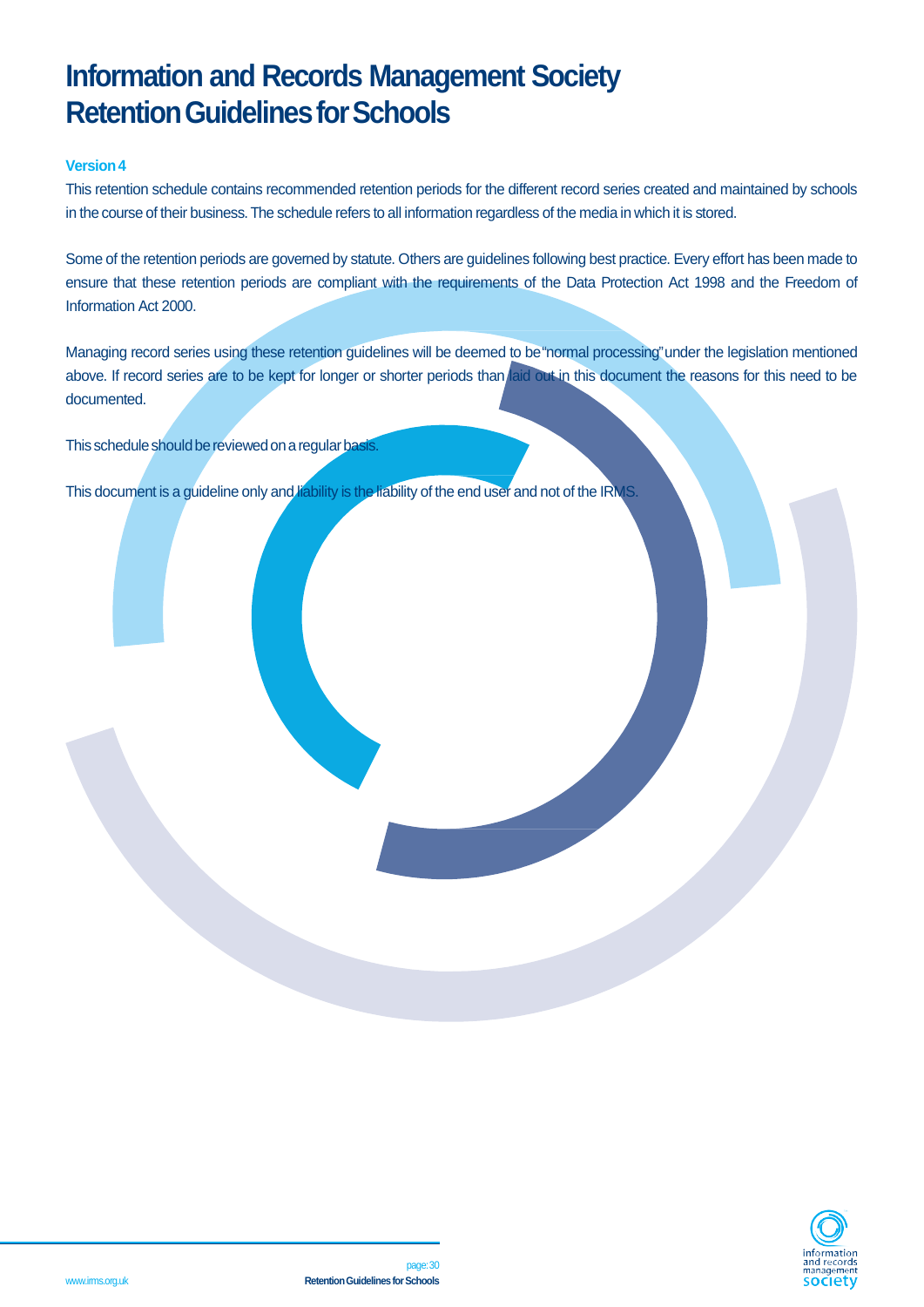# Information and Records Management Society Retention Guidelines for Schools

**Version 4**

This retention schedule contains recommended retention periods for the different record series created and maintained by schools in the course of their business. The schedule refers to all information regardless of the media in which it is stored.

Some of the retention periods are governed by statute. Others are guidelines following best practice. Every effort has been made to ensure that these retention periods are compliant with the requirements of the Data Protection Act 1998 and the Freedom of Information Act 2000.

Managing record series using these retention guidelines will be deemed to be "normal processing" under the legislation mentioned above. If record series are to be kept for longer or shorter periods than laid out in this document the reasons for this need to be documented.

This schedule should be reviewed on a regular basis.

This document is a guideline only and liability is the liability of the end user and not of the IRMS.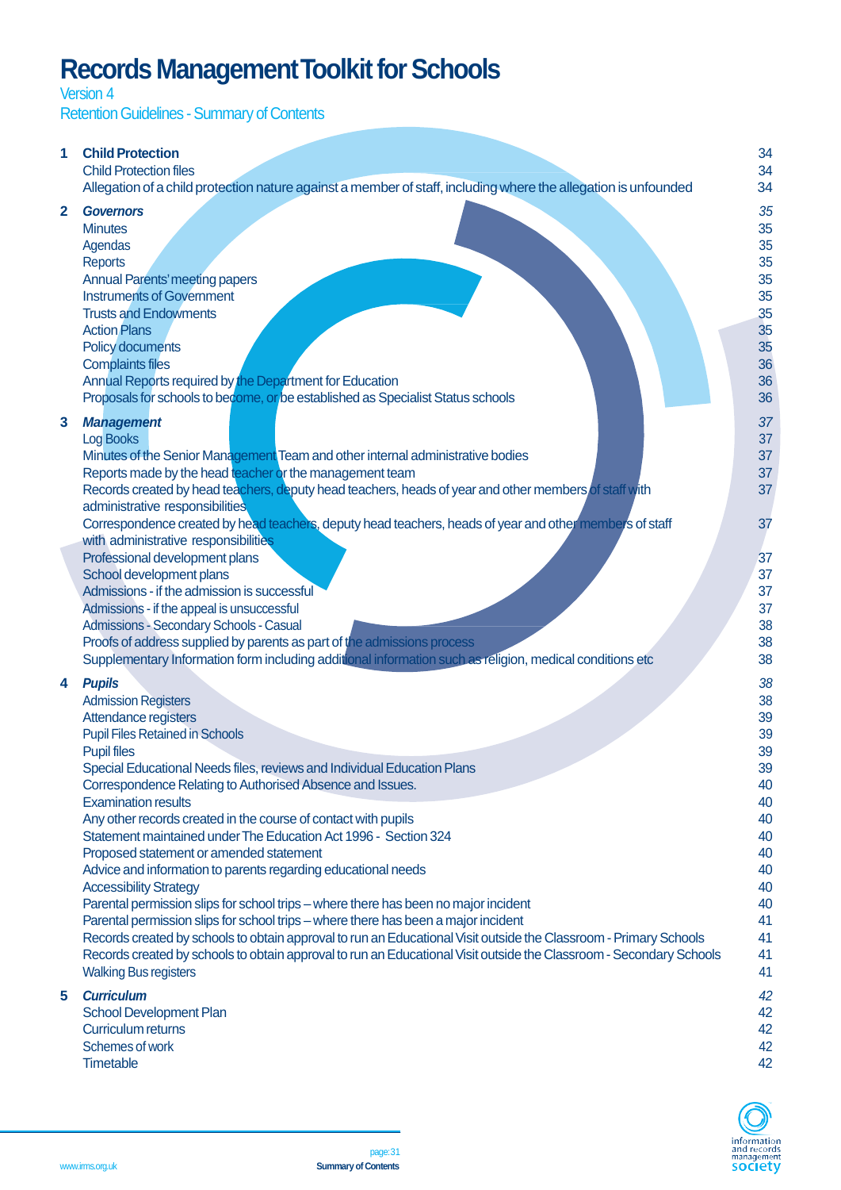# Records Management Toolkit for Schools

Version 4

Retention Guidelines - Summary of Contents

| | | |
|---|---|---|
| **1** | **Child Protection** | 34 |
| | Child Protection files | 34 |
| | Allegation of a child protection nature against a member of staff, including where the allegation is unfounded | 34 |
| **2** | ***Governors*** | *35* |
| | Minutes | 35 |
| | Agendas | 35 |
| | Reports | 35 |
| | Annual Parents' meeting papers | 35 |
| | Instruments of Government | 35 |
| | Trusts and Endowments | 35 |
| | Action Plans | 35 |
| | Policy documents | 35 |
| | Complaints files | 36 |
| | Annual Reports required by the Department for Education | 36 |
| | Proposals for schools to become, or be established as Specialist Status schools | 36 |
| **3** | ***Management*** | *37* |
| | Log Books | 37 |
| | Minutes of the Senior Management Team and other internal administrative bodies | 37 |
| | Reports made by the head teacher or the management team | 37 |
| | Records created by head teachers, deputy head teachers, heads of year and other members of staff with administrative responsibilities | 37 |
| | Correspondence created by head teachers, deputy head teachers, heads of year and other members of staff with administrative responsibilities | 37 |
| | Professional development plans | 37 |
| | School development plans | 37 |
| | Admissions - if the admission is successful | 37 |
| | Admissions - if the appeal is unsuccessful | 37 |
| | Admissions - Secondary Schools - Casual | 38 |
| | Proofs of address supplied by parents as part of the admissions process | 38 |
| | Supplementary Information form including additional information such as religion, medical conditions etc | 38 |
| **4** | ***Pupils*** | *38* |
| | Admission Registers | 38 |
| | Attendance registers | 39 |
| | Pupil Files Retained in Schools | 39 |
| | Pupil files | 39 |
| | Special Educational Needs files, reviews and Individual Education Plans | 39 |
| | Correspondence Relating to Authorised Absence and Issues. | 40 |
| | Examination results | 40 |
| | Any other records created in the course of contact with pupils | 40 |
| | Statement maintained under The Education Act 1996 - Section 324 | 40 |
| | Proposed statement or amended statement | 40 |
| | Advice and information to parents regarding educational needs | 40 |
| | Accessibility Strategy | 40 |
| | Parental permission slips for school trips – where there has been no major incident | 40 |
| | Parental permission slips for school trips – where there has been a major incident | 41 |
| | Records created by schools to obtain approval to run an Educational Visit outside the Classroom - Primary Schools | 41 |
| | Records created by schools to obtain approval to run an Educational Visit outside the Classroom - Secondary Schools | 41 |
| | Walking Bus registers | 41 |
| **5** | ***Curriculum*** | *42* |
| | School Development Plan | 42 |
| | Curriculum returns | 42 |
| | Schemes of work | 42 |
| | Timetable | 42 |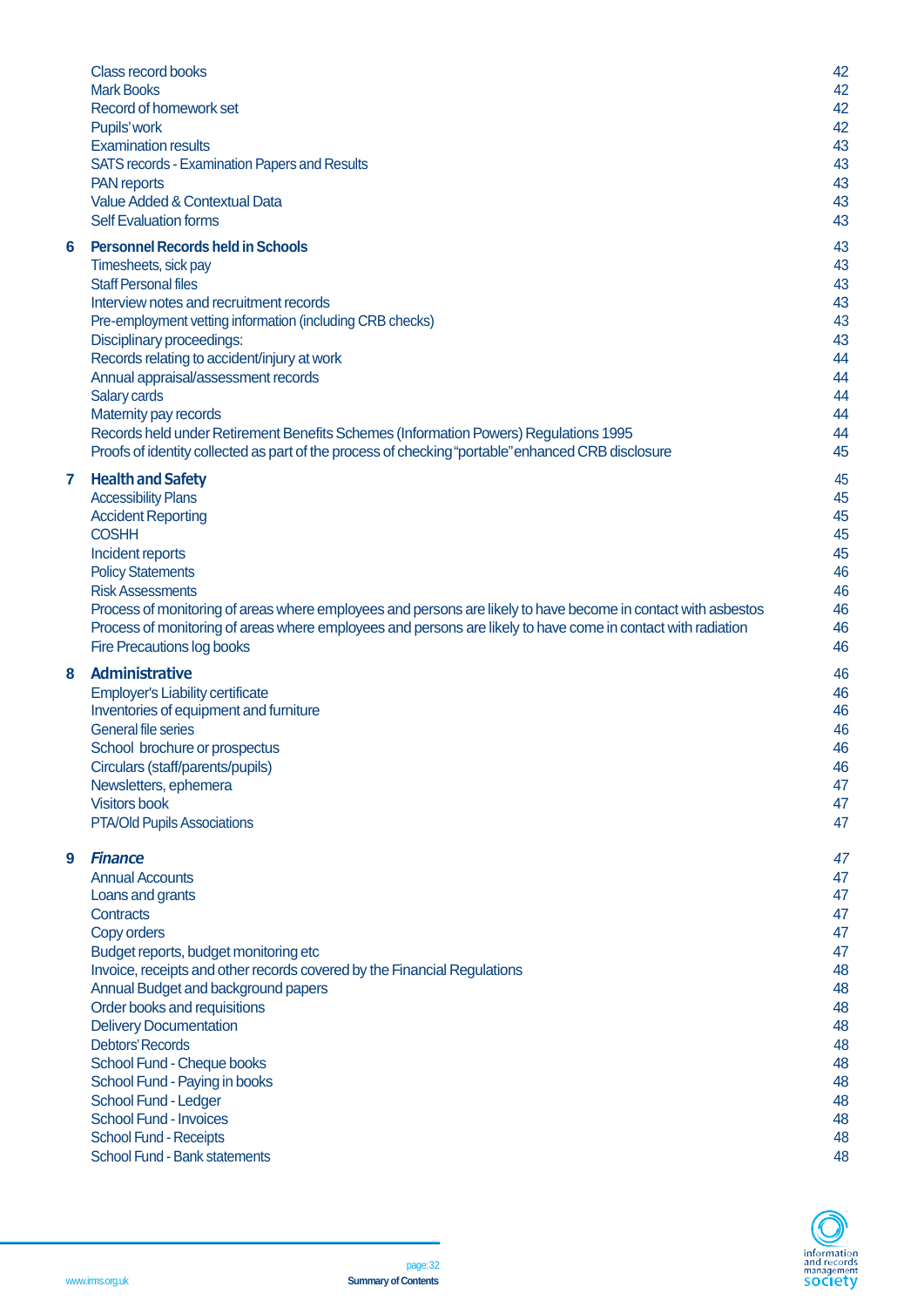| | | |
|---|---|---|
| | Class record books | 42 |
| | Mark Books | 42 |
| | Record of homework set | 42 |
| | Pupils' work | 42 |
| | Examination results | 43 |
| | SATS records - Examination Papers and Results | 43 |
| | PAN reports | 43 |
| | Value Added & Contextual Data | 43 |
| | Self Evaluation forms | 43 |
| **6** | **Personnel Records held in Schools** | 43 |
| | Timesheets, sick pay | 43 |
| | Staff Personal files | 43 |
| | Interview notes and recruitment records | 43 |
| | Pre-employment vetting information (including CRB checks) | 43 |
| | Disciplinary proceedings: | 43 |
| | Records relating to accident/injury at work | 44 |
| | Annual appraisal/assessment records | 44 |
| | Salary cards | 44 |
| | Maternity pay records | 44 |
| | Records held under Retirement Benefits Schemes (Information Powers) Regulations 1995 | 44 |
| | Proofs of identity collected as part of the process of checking "portable" enhanced CRB disclosure | 45 |
| **7** | **Health and Safety** | 45 |
| | Accessibility Plans | 45 |
| | Accident Reporting | 45 |
| | COSHH | 45 |
| | Incident reports | 45 |
| | Policy Statements | 46 |
| | Risk Assessments | 46 |
| | Process of monitoring of areas where employees and persons are likely to have become in contact with asbestos | 46 |
| | Process of monitoring of areas where employees and persons are likely to have come in contact with radiation | 46 |
| | Fire Precautions log books | 46 |
| **8** | **Administrative** | 46 |
| | Employer's Liability certificate | 46 |
| | Inventories of equipment and furniture | 46 |
| | General file series | 46 |
| | School brochure or prospectus | 46 |
| | Circulars (staff/parents/pupils) | 46 |
| | Newsletters, ephemera | 47 |
| | Visitors book | 47 |
| | PTA/Old Pupils Associations | 47 |
| **9** | ***Finance*** | *47* |
| | Annual Accounts | 47 |
| | Loans and grants | 47 |
| | Contracts | 47 |
| | Copy orders | 47 |
| | Budget reports, budget monitoring etc | 47 |
| | Invoice, receipts and other records covered by the Financial Regulations | 48 |
| | Annual Budget and background papers | 48 |
| | Order books and requisitions | 48 |
| | Delivery Documentation | 48 |
| | Debtors' Records | 48 |
| | School Fund - Cheque books | 48 |
| | School Fund - Paying in books | 48 |
| | School Fund - Ledger | 48 |
| | School Fund - Invoices | 48 |
| | School Fund - Receipts | 48 |
| | School Fund - Bank statements | 48 |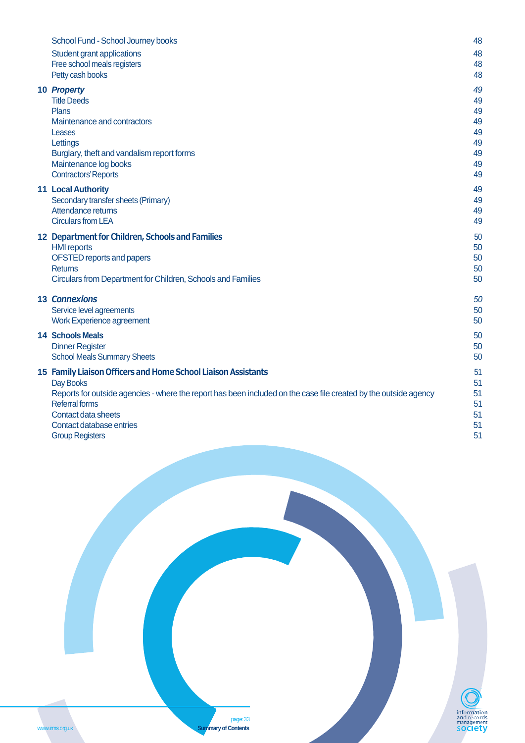| | |
|---|---|
| School Fund - School Journey books | 48 |
| Student grant applications | 48 |
| Free school meals registers | 48 |
| Petty cash books | 48 |
| **10 *Property*** | *49* |
| Title Deeds | 49 |
| Plans | 49 |
| Maintenance and contractors | 49 |
| Leases | 49 |
| Lettings | 49 |
| Burglary, theft and vandalism report forms | 49 |
| Maintenance log books | 49 |
| Contractors' Reports | 49 |
| **11 Local Authority** | 49 |
| Secondary transfer sheets (Primary) | 49 |
| Attendance returns | 49 |
| Circulars from LEA | 49 |
| **12 Department for Children, Schools and Families** | 50 |
| HMI reports | 50 |
| OFSTED reports and papers | 50 |
| Returns | 50 |
| Circulars from Department for Children, Schools and Families | 50 |
| **13 *Connexions*** | *50* |
| Service level agreements | 50 |
| Work Experience agreement | 50 |
| **14 Schools Meals** | 50 |
| Dinner Register | 50 |
| School Meals Summary Sheets | 50 |
| **15 Family Liaison Officers and Home School Liaison Assistants** | 51 |
| Day Books | 51 |
| Reports for outside agencies - where the report has been included on the case file created by the outside agency | 51 |
| Referral forms | 51 |
| Contact data sheets | 51 |
| Contact database entries | 51 |
| Group Registers | 51 |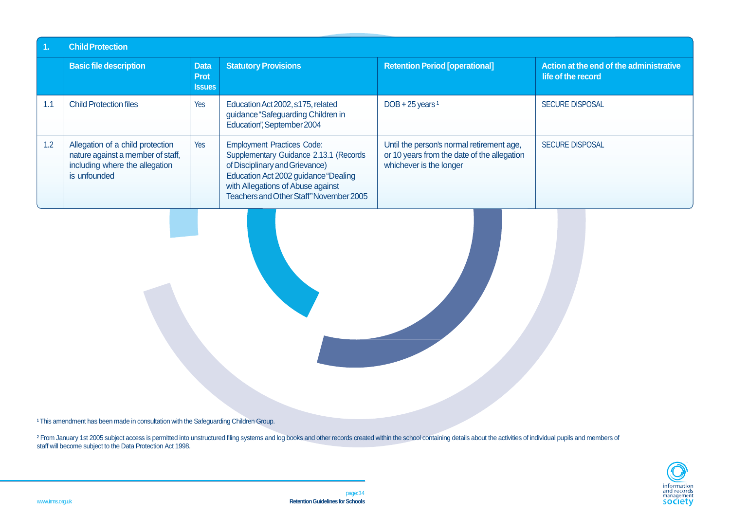| 1. | Child Protection | | | | |
|---|---|---|---|---|---|
| | **Basic file description** | **Data Prot Issues** | **Statutory Provisions** | **Retention Period [operational]** | **Action at the end of the administrative life of the record** |
| 1.1 | Child Protection files | Yes | Education Act 2002, s175, related guidance "Safeguarding Children in Education", September 2004 | DOB + 25 years [1] | SECURE DISPOSAL |
| 1.2 | Allegation of a child protection nature against a member of staff, including where the allegation is unfounded | Yes | Employment Practices Code: Supplementary Guidance 2.13.1 (Records of Disciplinary and Grievance) Education Act 2002 guidance "Dealing with Allegations of Abuse against Teachers and Other Staff" November 2005 | Until the person's normal retirement age, or 10 years from the date of the allegation whichever is the longer | SECURE DISPOSAL |

[1] This amendment has been made in consultation with the Safeguarding Children Group.

[2] From January 1st 2005 subject access is permitted into unstructured filing systems and log books and other records created within the school containing details about the activities of individual pupils and members of staff will become subject to the Data Protection Act 1998.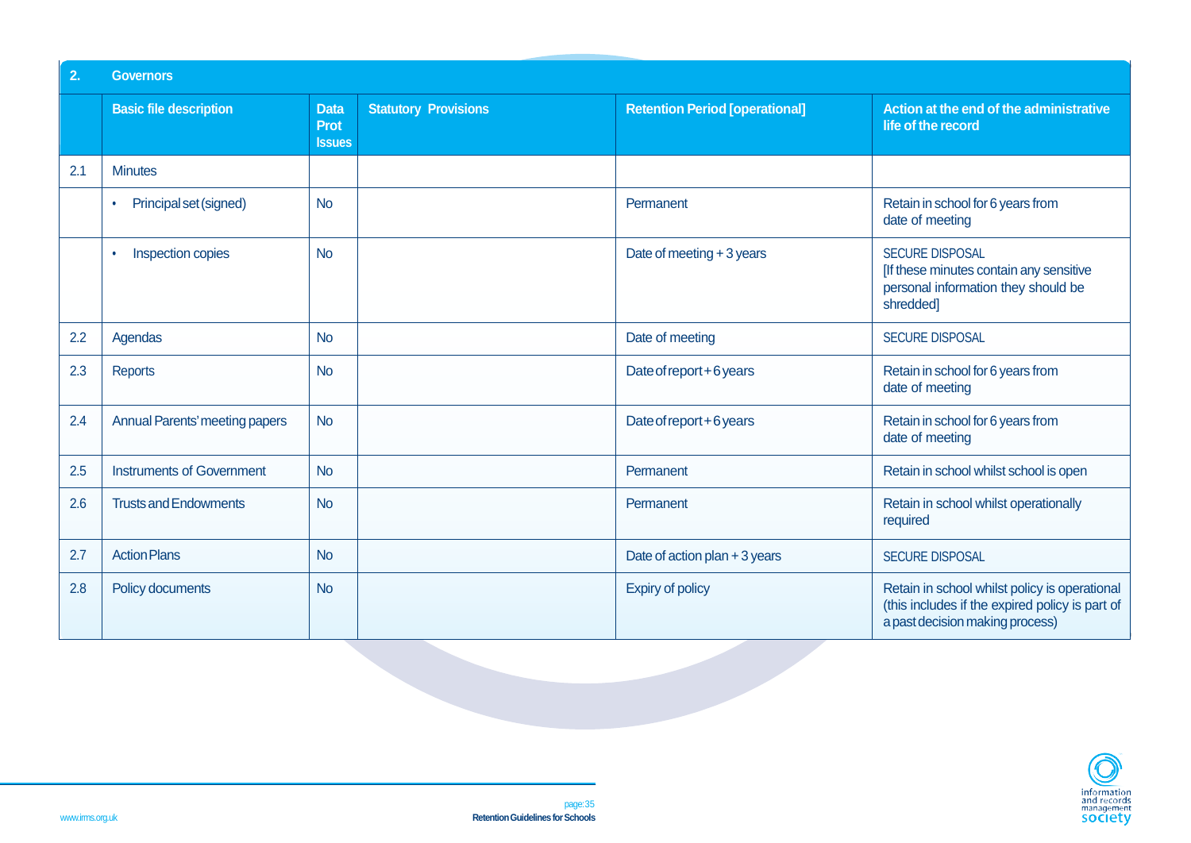| 2. | Governors | | | | |
|---|---|---|---|---|---|
| | **Basic file description** | **Data Prot Issues** | **Statutory Provisions** | **Retention Period [operational]** | **Action at the end of the administrative life of the record** |
| 2.1 | Minutes | | | | |
| | • Principal set (signed) | No | | Permanent | Retain in school for 6 years from date of meeting |
| | • Inspection copies | No | | Date of meeting + 3 years | SECURE DISPOSAL [If these minutes contain any sensitive personal information they should be shredded] |
| 2.2 | Agendas | No | | Date of meeting | SECURE DISPOSAL |
| 2.3 | Reports | No | | Date of report + 6 years | Retain in school for 6 years from date of meeting |
| 2.4 | Annual Parents' meeting papers | No | | Date of report + 6 years | Retain in school for 6 years from date of meeting |
| 2.5 | Instruments of Government | No | | Permanent | Retain in school whilst school is open |
| 2.6 | Trusts and Endowments | No | | Permanent | Retain in school whilst operationally required |
| 2.7 | Action Plans | No | | Date of action plan + 3 years | SECURE DISPOSAL |
| 2.8 | Policy documents | No | | Expiry of policy | Retain in school whilst policy is operational (this includes if the expired policy is part of a past decision making process) |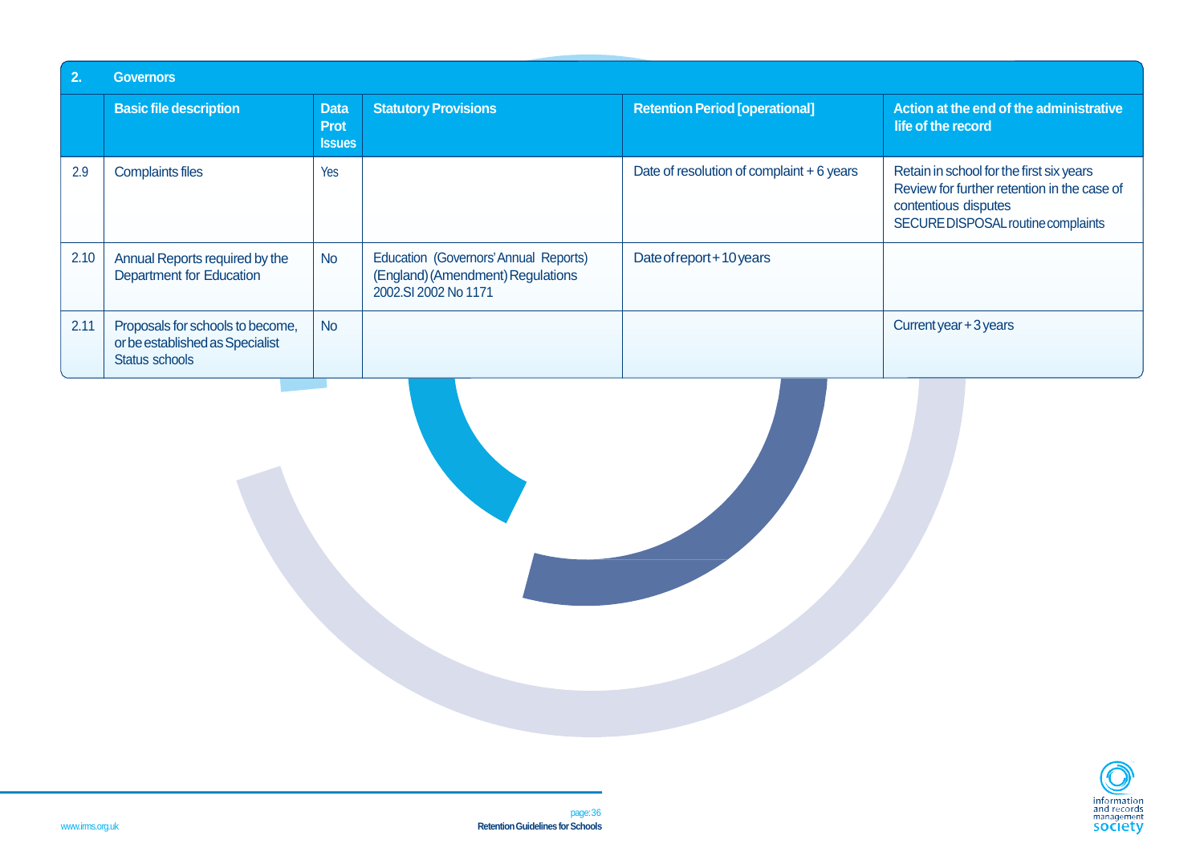| 2. | Governors | | | | |
|---|---|---|---|---|---|
| | **Basic file description** | **Data Prot Issues** | **Statutory Provisions** | **Retention Period [operational]** | **Action at the end of the administrative life of the record** |
| 2.9 | Complaints files | Yes | | Date of resolution of complaint + 6 years | Retain in school for the first six years<br>Review for further retention in the case of contentious disputes<br>SECURE DISPOSAL routine complaints |
| 2.10 | Annual Reports required by the Department for Education | No | Education (Governors' Annual Reports) (England) (Amendment) Regulations 2002.SI 2002 No 1171 | Date of report + 10 years | |
| 2.11 | Proposals for schools to become, or be established as Specialist Status schools | No | | | Current year + 3 years |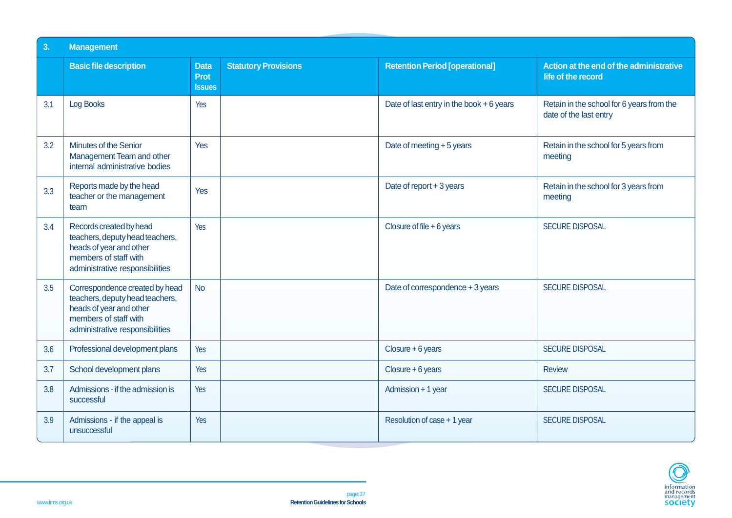| 3. | Management | | | | |
|---|---|---|---|---|---|
| | **Basic file description** | **Data Prot Issues** | **Statutory Provisions** | **Retention Period [operational]** | **Action at the end of the administrative life of the record** |
| 3.1 | Log Books | Yes | | Date of last entry in the book + 6 years | Retain in the school for 6 years from the date of the last entry |
| 3.2 | Minutes of the Senior Management Team and other internal administrative bodies | Yes | | Date of meeting + 5 years | Retain in the school for 5 years from meeting |
| 3.3 | Reports made by the head teacher or the management team | Yes | | Date of report + 3 years | Retain in the school for 3 years from meeting |
| 3.4 | Records created by head teachers, deputy head teachers, heads of year and other members of staff with administrative responsibilities | Yes | | Closure of file + 6 years | SECURE DISPOSAL |
| 3.5 | Correspondence created by head teachers, deputy head teachers, heads of year and other members of staff with administrative responsibilities | No | | Date of correspondence + 3 years | SECURE DISPOSAL |
| 3.6 | Professional development plans | Yes | | Closure + 6 years | SECURE DISPOSAL |
| 3.7 | School development plans | Yes | | Closure + 6 years | Review |
| 3.8 | Admissions - if the admission is successful | Yes | | Admission + 1 year | SECURE DISPOSAL |
| 3.9 | Admissions - if the appeal is unsuccessful | Yes | | Resolution of case + 1 year | SECURE DISPOSAL |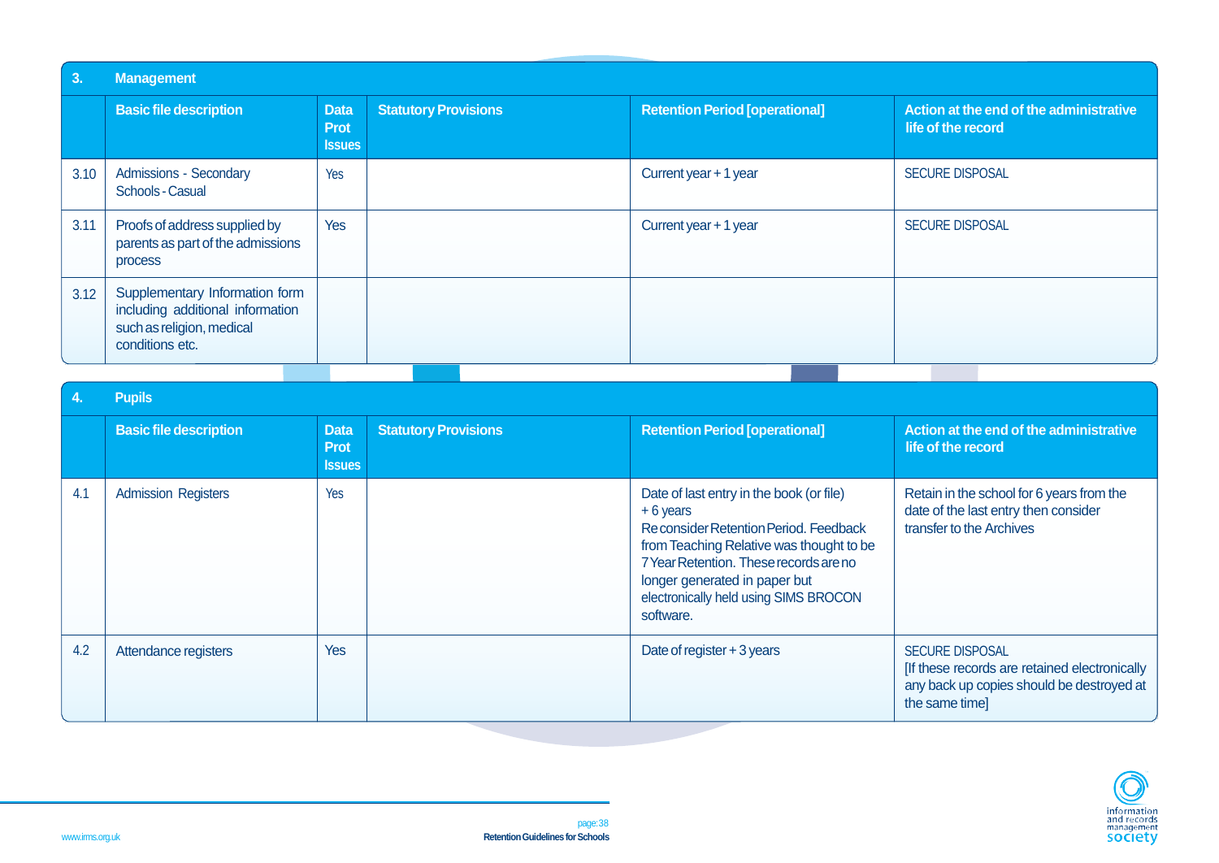| 3. | Management | | | | |
|---|---|---|---|---|---|
| | **Basic file description** | **Data Prot Issues** | **Statutory Provisions** | **Retention Period [operational]** | **Action at the end of the administrative life of the record** |
| 3.10 | Admissions - Secondary Schools - Casual | Yes | | Current year + 1 year | SECURE DISPOSAL |
| 3.11 | Proofs of address supplied by parents as part of the admissions process | Yes | | Current year + 1 year | SECURE DISPOSAL |
| 3.12 | Supplementary Information form including additional information such as religion, medical conditions etc. | | | | |

| 4. | Pupils | | | | |
|---|---|---|---|---|---|
| | **Basic file description** | **Data Prot Issues** | **Statutory Provisions** | **Retention Period [operational]** | **Action at the end of the administrative life of the record** |
| 4.1 | Admission Registers | Yes | | Date of last entry in the book (or file) + 6 years Reconsider Retention Period. Feedback from Teaching Relative was thought to be 7 Year Retention. These records are no longer generated in paper but electronically held using SIMS BROCON software. | Retain in the school for 6 years from the date of the last entry then consider transfer to the Archives |
| 4.2 | Attendance registers | Yes | | Date of register + 3 years | SECURE DISPOSAL [If these records are retained electronically any back up copies should be destroyed at the same time] |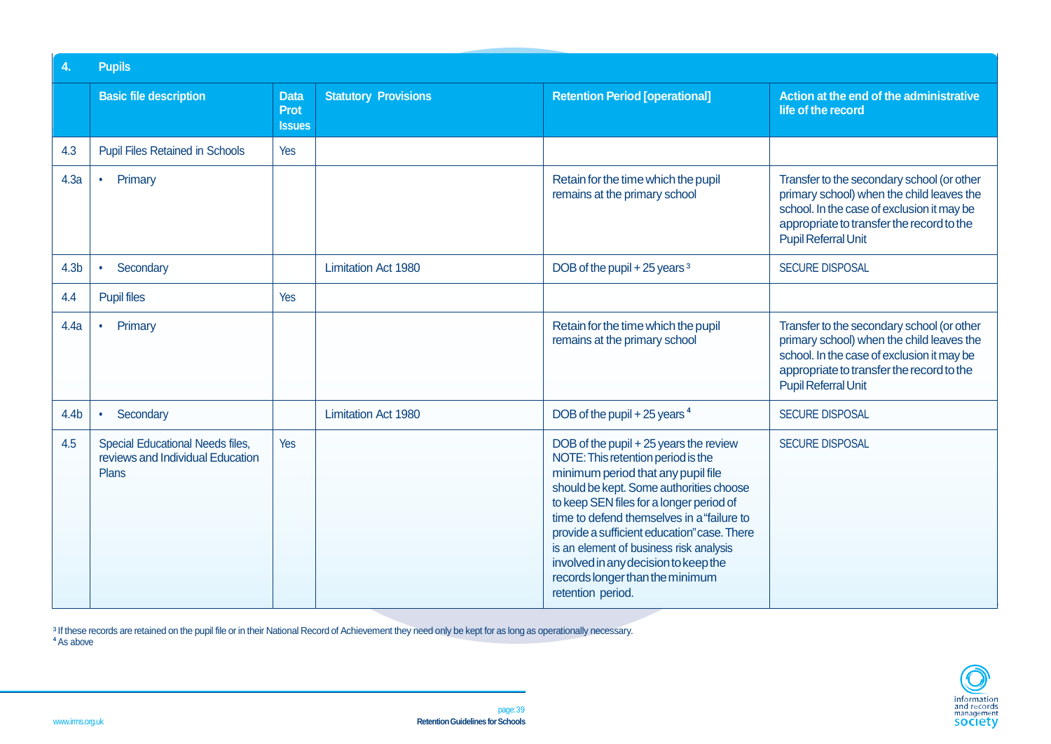| 4. | Pupils | | | | |
|---|---|---|---|---|---|
| | **Basic file description** | **Data Prot Issues** | **Statutory Provisions** | **Retention Period [operational]** | **Action at the end of the administrative life of the record** |
| 4.3 | Pupil Files Retained in Schools | Yes | | | |
| 4.3a | • Primary | | | Retain for the time which the pupil remains at the primary school | Transfer to the secondary school (or other primary school) when the child leaves the school. In the case of exclusion it may be appropriate to transfer the record to the Pupil Referral Unit |
| 4.3b | • Secondary | | Limitation Act 1980 | DOB of the pupil + 25 years [3] | SECURE DISPOSAL |
| 4.4 | Pupil files | Yes | | | |
| 4.4a | • Primary | | | Retain for the time which the pupil remains at the primary school | Transfer to the secondary school (or other primary school) when the child leaves the school. In the case of exclusion it may be appropriate to transfer the record to the Pupil Referral Unit |
| 4.4b | • Secondary | | Limitation Act 1980 | DOB of the pupil + 25 years [4] | SECURE DISPOSAL |
| 4.5 | Special Educational Needs files, reviews and Individual Education Plans | Yes | | DOB of the pupil + 25 years the review NOTE: This retention period is the minimum period that any pupil file should be kept. Some authorities choose to keep SEN files for a longer period of time to defend themselves in a "failure to provide a sufficient education" case. There is an element of business risk analysis involved in any decision to keep the records longer than the minimum retention period. | SECURE DISPOSAL |

[3] If these records are retained on the pupil file or in their National Record of Achievement they need only be kept for as long as operationally necessary.
[4] As above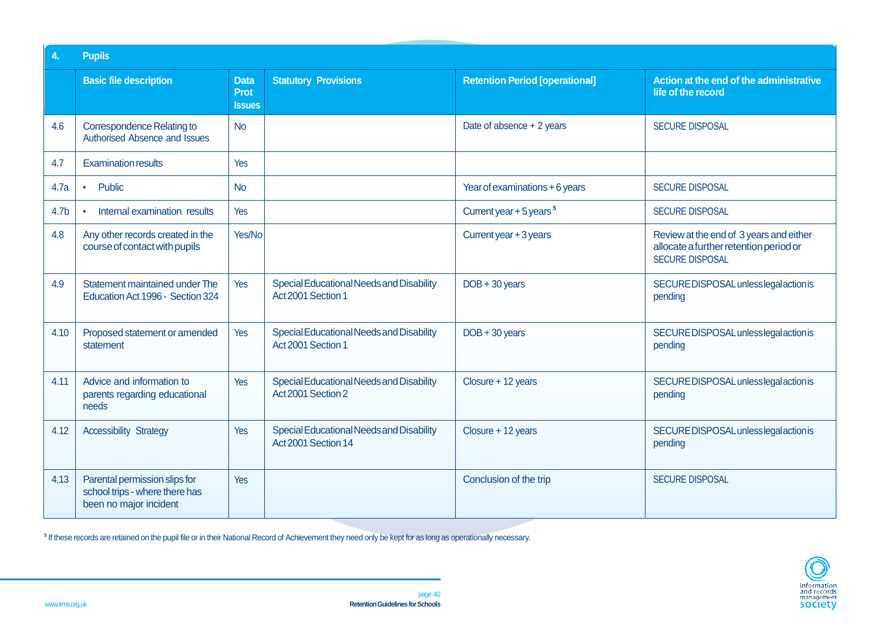| 4. | Pupils | | | | |
|---|---|---|---|---|---|
| | **Basic file description** | **Data Prot Issues** | **Statutory Provisions** | **Retention Period [operational]** | **Action at the end of the administrative life of the record** |
| 4.6 | Correspondence Relating to Authorised Absence and Issues | No | | Date of absence + 2 years | SECURE DISPOSAL |
| 4.7 | Examination results | Yes | | | |
| 4.7a | • Public | No | | Year of examinations + 6 years | SECURE DISPOSAL |
| 4.7b | • Internal examination results | Yes | | Current year + 5 years [5] | SECURE DISPOSAL |
| 4.8 | Any other records created in the course of contact with pupils | Yes/No | | Current year + 3 years | Review at the end of 3 years and either allocate a further retention period or SECURE DISPOSAL |
| 4.9 | Statement maintained under The Education Act 1996 - Section 324 | Yes | Special Educational Needs and Disability Act 2001 Section 1 | DOB + 30 years | SECURE DISPOSAL unless legal action is pending |
| 4.10 | Proposed statement or amended statement | Yes | Special Educational Needs and Disability Act 2001 Section 1 | DOB + 30 years | SECURE DISPOSAL unless legal action is pending |
| 4.11 | Advice and information to parents regarding educational needs | Yes | Special Educational Needs and Disability Act 2001 Section 2 | Closure + 12 years | SECURE DISPOSAL unless legal action is pending |
| 4.12 | Accessibility Strategy | Yes | Special Educational Needs and Disability Act 2001 Section 14 | Closure + 12 years | SECURE DISPOSAL unless legal action is pending |
| 4.13 | Parental permission slips for school trips - where there has been no major incident | Yes | | Conclusion of the trip | SECURE DISPOSAL |

[5] If these records are retained on the pupil file or in their National Record of Achievement they need only be kept for as long as operationally necessary.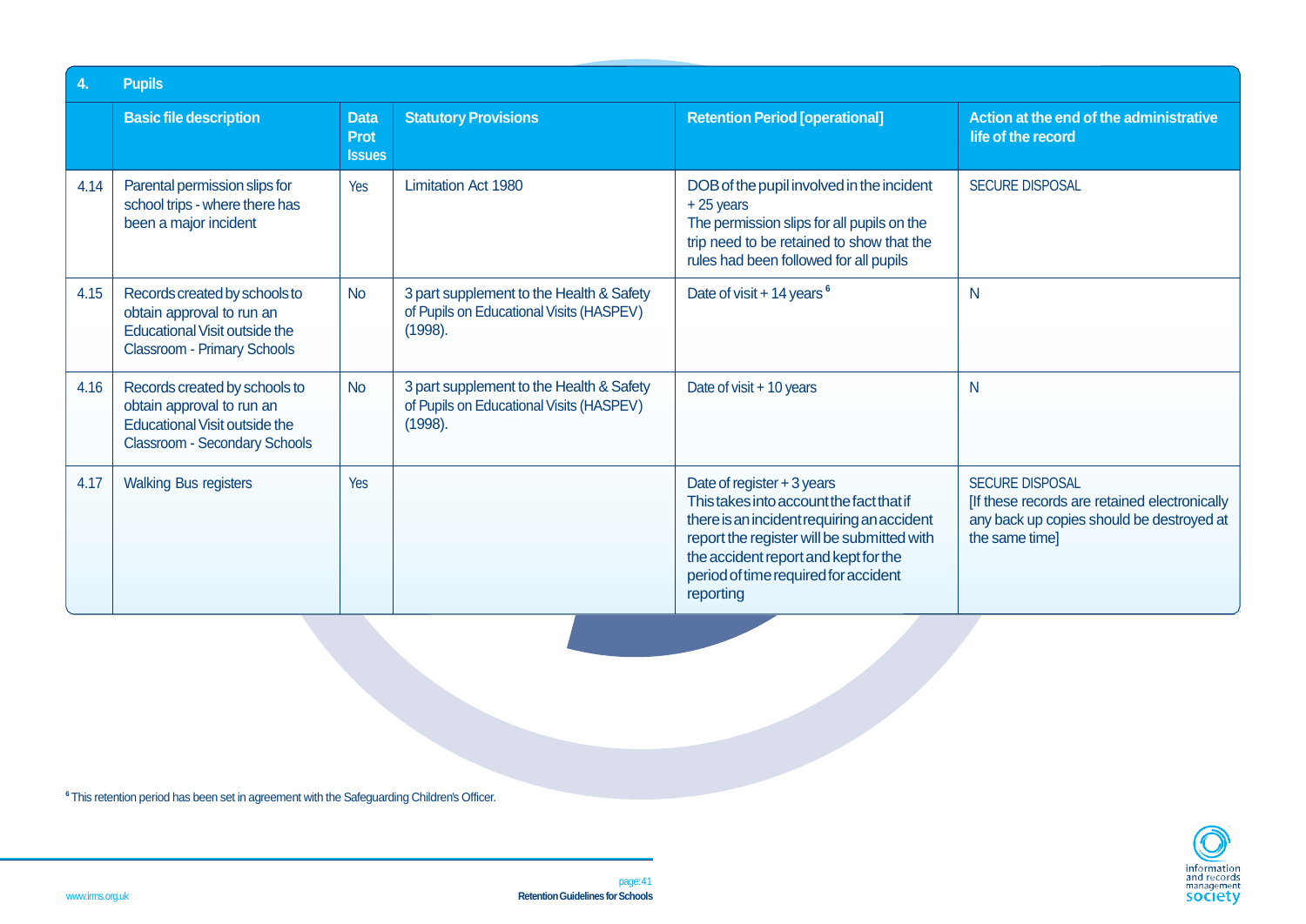| 4. | Pupils | | | | |
|---|---|---|---|---|---|
| | **Basic file description** | **Data Prot Issues** | **Statutory Provisions** | **Retention Period [operational]** | **Action at the end of the administrative life of the record** |
| 4.14 | Parental permission slips for school trips - where there has been a major incident | Yes | Limitation Act 1980 | DOB of the pupil involved in the incident + 25 years<br>The permission slips for all pupils on the trip need to be retained to show that the rules had been followed for all pupils | SECURE DISPOSAL |
| 4.15 | Records created by schools to obtain approval to run an Educational Visit outside the Classroom - Primary Schools | No | 3 part supplement to the Health & Safety of Pupils on Educational Visits (HASPEV) (1998). | Date of visit + 14 years [6] | N |
| 4.16 | Records created by schools to obtain approval to run an Educational Visit outside the Classroom - Secondary Schools | No | 3 part supplement to the Health & Safety of Pupils on Educational Visits (HASPEV) (1998). | Date of visit + 10 years | N |
| 4.17 | Walking Bus registers | Yes | | Date of register + 3 years<br>This takes into account the fact that if there is an incident requiring an accident report the register will be submitted with the accident report and kept for the period of time required for accident reporting | SECURE DISPOSAL<br>[If these records are retained electronically any back up copies should be destroyed at the same time] |

[6] This retention period has been set in agreement with the Safeguarding Children's Officer.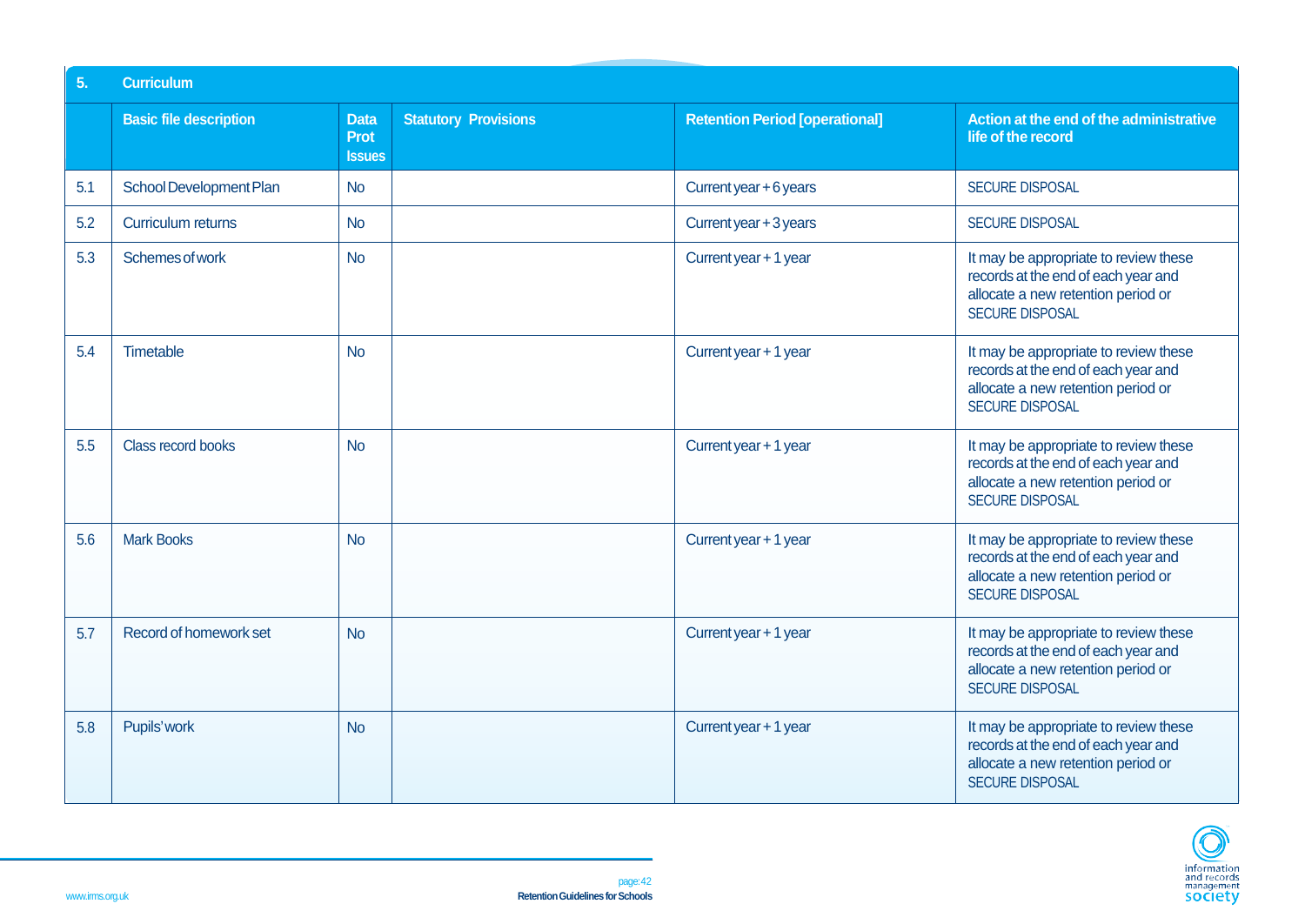| 5. | Curriculum | | | | |
|---|---|---|---|---|---|
| | **Basic file description** | **Data Prot Issues** | **Statutory Provisions** | **Retention Period [operational]** | **Action at the end of the administrative life of the record** |
| 5.1 | School Development Plan | No | | Current year + 6 years | SECURE DISPOSAL |
| 5.2 | Curriculum returns | No | | Current year + 3 years | SECURE DISPOSAL |
| 5.3 | Schemes of work | No | | Current year + 1 year | It may be appropriate to review these records at the end of each year and allocate a new retention period or SECURE DISPOSAL |
| 5.4 | Timetable | No | | Current year + 1 year | It may be appropriate to review these records at the end of each year and allocate a new retention period or SECURE DISPOSAL |
| 5.5 | Class record books | No | | Current year + 1 year | It may be appropriate to review these records at the end of each year and allocate a new retention period or SECURE DISPOSAL |
| 5.6 | Mark Books | No | | Current year + 1 year | It may be appropriate to review these records at the end of each year and allocate a new retention period or SECURE DISPOSAL |
| 5.7 | Record of homework set | No | | Current year + 1 year | It may be appropriate to review these records at the end of each year and allocate a new retention period or SECURE DISPOSAL |
| 5.8 | Pupils' work | No | | Current year + 1 year | It may be appropriate to review these records at the end of each year and allocate a new retention period or SECURE DISPOSAL |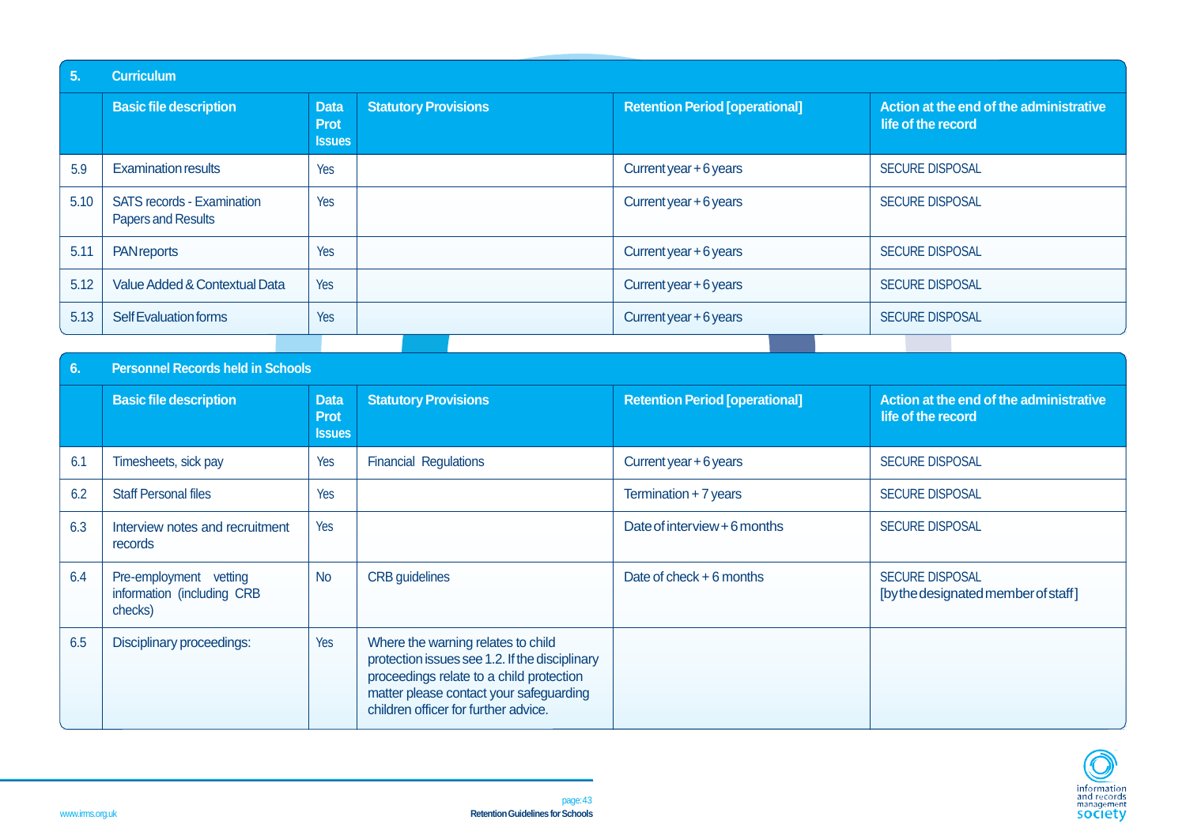| 5. | Curriculum | | | | |
|---|---|---|---|---|---|
| | **Basic file description** | **Data Prot Issues** | **Statutory Provisions** | **Retention Period [operational]** | **Action at the end of the administrative life of the record** |
| 5.9 | Examination results | Yes | | Current year + 6 years | SECURE DISPOSAL |
| 5.10 | SATS records - Examination Papers and Results | Yes | | Current year + 6 years | SECURE DISPOSAL |
| 5.11 | PAN reports | Yes | | Current year + 6 years | SECURE DISPOSAL |
| 5.12 | Value Added & Contextual Data | Yes | | Current year + 6 years | SECURE DISPOSAL |
| 5.13 | Self Evaluation forms | Yes | | Current year + 6 years | SECURE DISPOSAL |

| 6. | Personnel Records held in Schools | | | | |
|---|---|---|---|---|---|
| | **Basic file description** | **Data Prot Issues** | **Statutory Provisions** | **Retention Period [operational]** | **Action at the end of the administrative life of the record** |
| 6.1 | Timesheets, sick pay | Yes | Financial Regulations | Current year + 6 years | SECURE DISPOSAL |
| 6.2 | Staff Personal files | Yes | | Termination + 7 years | SECURE DISPOSAL |
| 6.3 | Interview notes and recruitment records | Yes | | Date of interview + 6 months | SECURE DISPOSAL |
| 6.4 | Pre-employment vetting information (including CRB checks) | No | CRB guidelines | Date of check + 6 months | SECURE DISPOSAL [by the designated member of staff] |
| 6.5 | Disciplinary proceedings: | Yes | Where the warning relates to child protection issues see 1.2. If the disciplinary proceedings relate to a child protection matter please contact your safeguarding children officer for further advice. | | |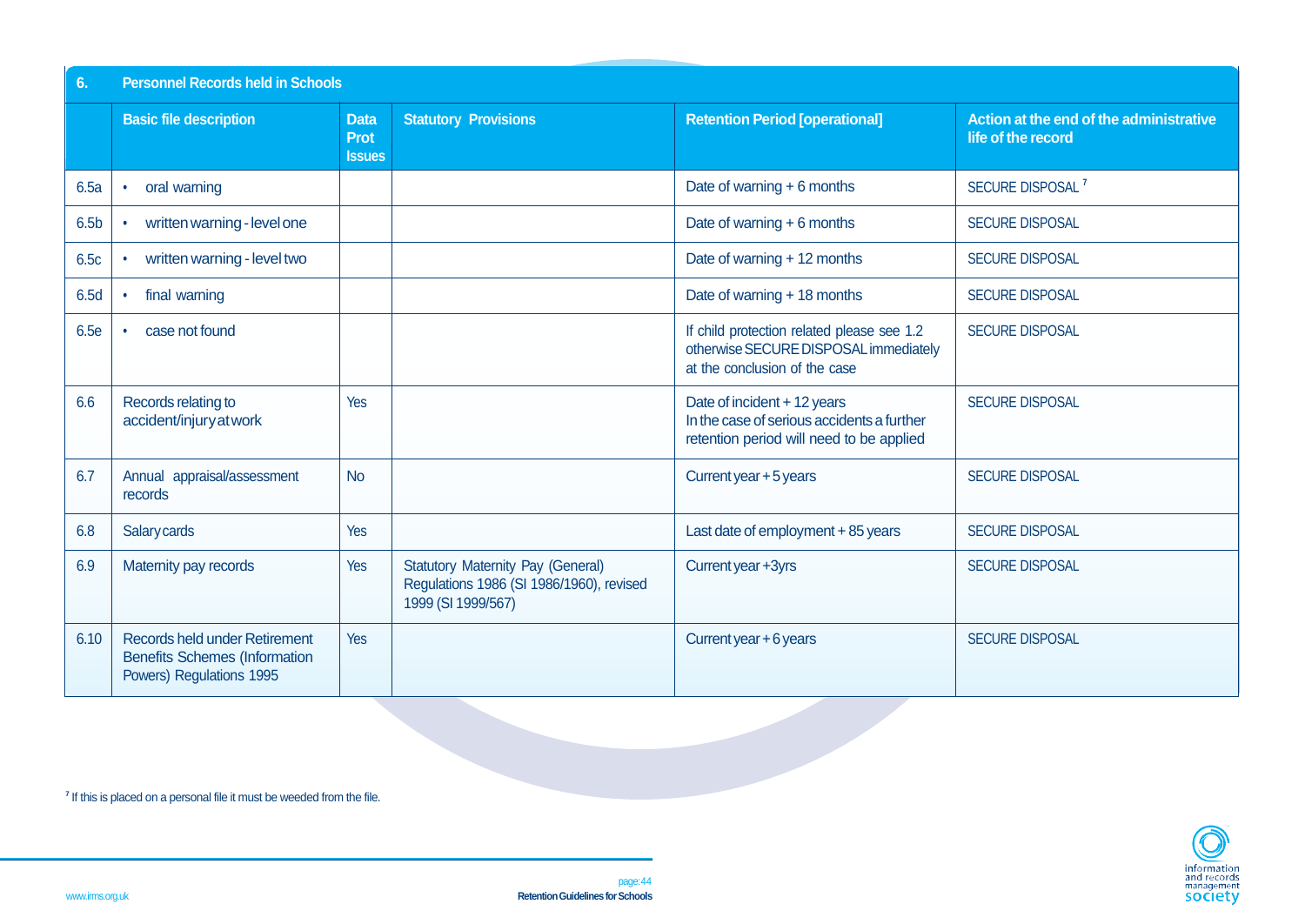| 6. | Personnel Records held in Schools | | | | |
|---|---|---|---|---|---|
| | **Basic file description** | **Data Prot Issues** | **Statutory Provisions** | **Retention Period [operational]** | **Action at the end of the administrative life of the record** |
| 6.5a | • oral warning | | | Date of warning + 6 months | SECURE DISPOSAL [7] |
| 6.5b | • written warning - level one | | | Date of warning + 6 months | SECURE DISPOSAL |
| 6.5c | • written warning - level two | | | Date of warning + 12 months | SECURE DISPOSAL |
| 6.5d | • final warning | | | Date of warning + 18 months | SECURE DISPOSAL |
| 6.5e | • case not found | | | If child protection related please see 1.2 otherwise SECURE DISPOSAL immediately at the conclusion of the case | SECURE DISPOSAL |
| 6.6 | Records relating to accident/injury at work | Yes | | Date of incident + 12 years In the case of serious accidents a further retention period will need to be applied | SECURE DISPOSAL |
| 6.7 | Annual appraisal/assessment records | No | | Current year + 5 years | SECURE DISPOSAL |
| 6.8 | Salary cards | Yes | | Last date of employment + 85 years | SECURE DISPOSAL |
| 6.9 | Maternity pay records | Yes | Statutory Maternity Pay (General) Regulations 1986 (SI 1986/1960), revised 1999 (SI 1999/567) | Current year +3yrs | SECURE DISPOSAL |
| 6.10 | Records held under Retirement Benefits Schemes (Information Powers) Regulations 1995 | Yes | | Current year + 6 years | SECURE DISPOSAL |

[7] If this is placed on a personal file it must be weeded from the file.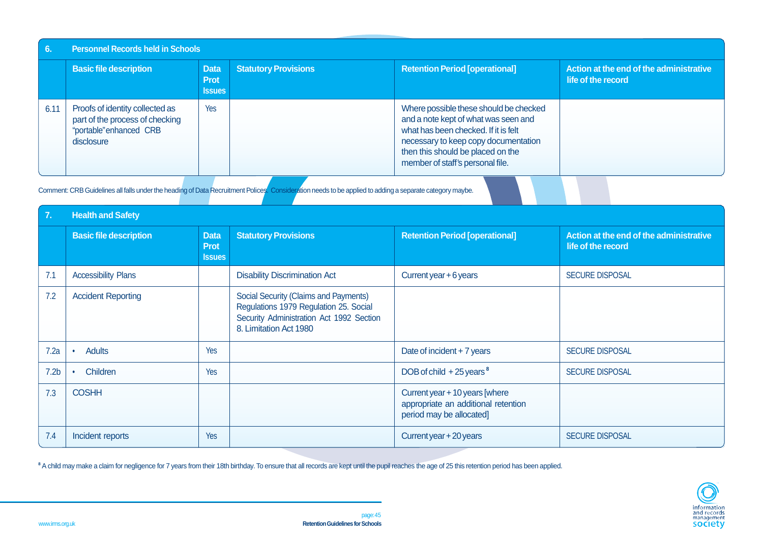| 6. | Personnel Records held in Schools | | | | |
|---|---|---|---|---|---|
| | **Basic file description** | **Data Prot Issues** | **Statutory Provisions** | **Retention Period [operational]** | **Action at the end of the administrative life of the record** |
| 6.11 | Proofs of identity collected as part of the process of checking "portable" enhanced CRB disclosure | Yes | | Where possible these should be checked and a note kept of what was seen and what has been checked. If it is felt necessary to keep copy documentation then this should be placed on the member of staff's personal file. | |

Comment: CRB Guidelines all falls under the heading of Data Recruitment Polices. Consideration needs to be applied to adding a separate category maybe.

| 7. | Health and Safety | | | | |
|---|---|---|---|---|---|
| | **Basic file description** | **Data Prot Issues** | **Statutory Provisions** | **Retention Period [operational]** | **Action at the end of the administrative life of the record** |
| 7.1 | Accessibility Plans | | Disability Discrimination Act | Current year + 6 years | SECURE DISPOSAL |
| 7.2 | Accident Reporting | | Social Security (Claims and Payments) Regulations 1979 Regulation 25. Social Security Administration Act 1992 Section 8. Limitation Act 1980 | | |
| 7.2a | • Adults | Yes | | Date of incident + 7 years | SECURE DISPOSAL |
| 7.2b | • Children | Yes | | DOB of child + 25 years [8] | SECURE DISPOSAL |
| 7.3 | COSHH | | | Current year + 10 years [where appropriate an additional retention period may be allocated] | |
| 7.4 | Incident reports | Yes | | Current year + 20 years | SECURE DISPOSAL |

[8] A child may make a claim for negligence for 7 years from their 18th birthday. To ensure that all records are kept until the pupil reaches the age of 25 this retention period has been applied.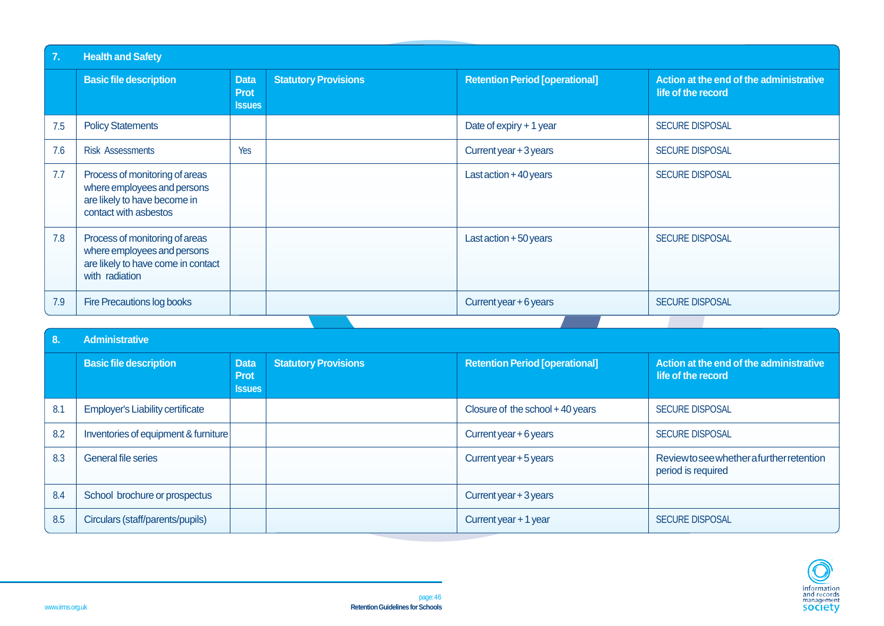## 7. Health and Safety

| | Basic file description | Data Prot Issues | Statutory Provisions | Retention Period [operational] | Action at the end of the administrative life of the record |
|---|---|---|---|---|---|
| 7.5 | Policy Statements | | | Date of expiry + 1 year | SECURE DISPOSAL |
| 7.6 | Risk Assessments | Yes | | Current year + 3 years | SECURE DISPOSAL |
| 7.7 | Process of monitoring of areas where employees and persons are likely to have become in contact with asbestos | | | Last action + 40 years | SECURE DISPOSAL |
| 7.8 | Process of monitoring of areas where employees and persons are likely to have come in contact with radiation | | | Last action + 50 years | SECURE DISPOSAL |
| 7.9 | Fire Precautions log books | | | Current year + 6 years | SECURE DISPOSAL |

## 8. Administrative

| | Basic file description | Data Prot Issues | Statutory Provisions | Retention Period [operational] | Action at the end of the administrative life of the record |
|---|---|---|---|---|---|
| 8.1 | Employer's Liability certificate | | | Closure of the school + 40 years | SECURE DISPOSAL |
| 8.2 | Inventories of equipment & furniture | | | Current year + 6 years | SECURE DISPOSAL |
| 8.3 | General file series | | | Current year + 5 years | Review to see whether a further retention period is required |
| 8.4 | School brochure or prospectus | | | Current year + 3 years | |
| 8.5 | Circulars (staff/parents/pupils) | | | Current year + 1 year | SECURE DISPOSAL |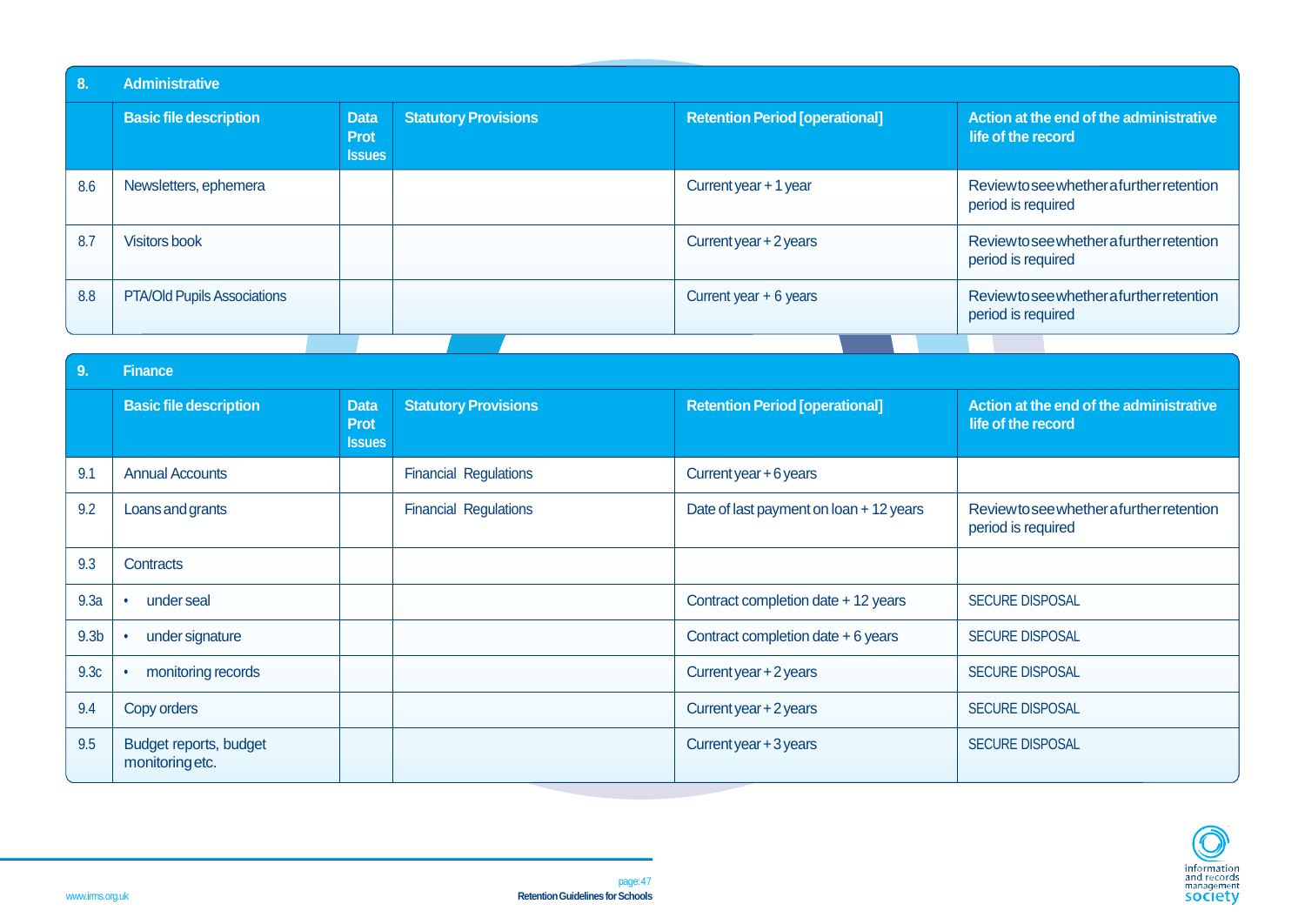| 8. | Administrative | | | | |
|---|---|---|---|---|---|
| | **Basic file description** | **Data Prot Issues** | **Statutory Provisions** | **Retention Period [operational]** | **Action at the end of the administrative life of the record** |
| 8.6 | Newsletters, ephemera | | | Current year + 1 year | Review to see whether a further retention period is required |
| 8.7 | Visitors book | | | Current year + 2 years | Review to see whether a further retention period is required |
| 8.8 | PTA/Old Pupils Associations | | | Current year + 6 years | Review to see whether a further retention period is required |

| 9. | Finance | | | | |
|---|---|---|---|---|---|
| | **Basic file description** | **Data Prot Issues** | **Statutory Provisions** | **Retention Period [operational]** | **Action at the end of the administrative life of the record** |
| 9.1 | Annual Accounts | | Financial Regulations | Current year + 6 years | |
| 9.2 | Loans and grants | | Financial Regulations | Date of last payment on loan + 12 years | Review to see whether a further retention period is required |
| 9.3 | Contracts | | | | |
| 9.3a | • under seal | | | Contract completion date + 12 years | SECURE DISPOSAL |
| 9.3b | • under signature | | | Contract completion date + 6 years | SECURE DISPOSAL |
| 9.3c | • monitoring records | | | Current year + 2 years | SECURE DISPOSAL |
| 9.4 | Copy orders | | | Current year + 2 years | SECURE DISPOSAL |
| 9.5 | Budget reports, budget monitoring etc. | | | Current year + 3 years | SECURE DISPOSAL |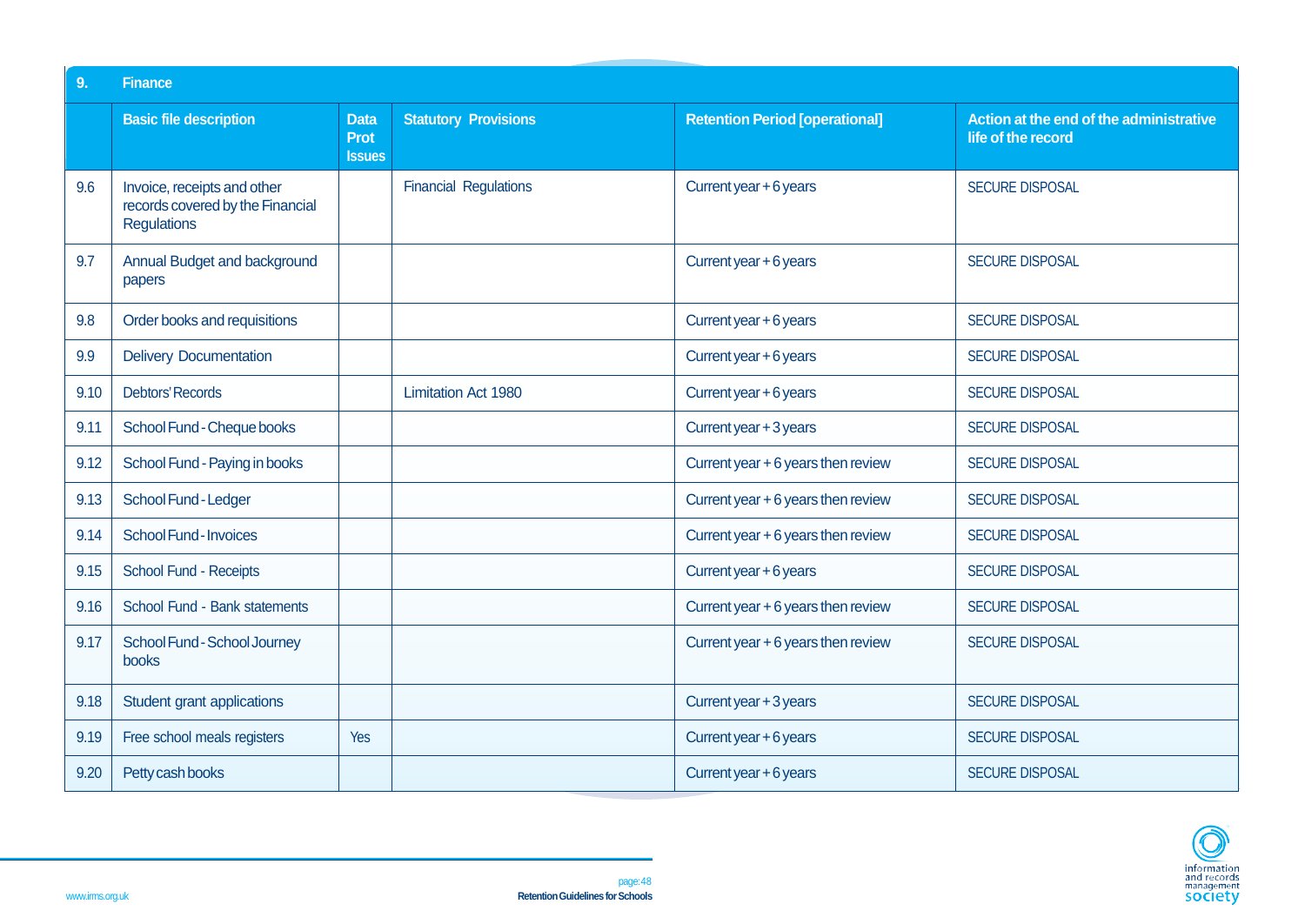| 9. | Finance | | | | |
|---|---|---|---|---|---|
| | **Basic file description** | **Data Prot Issues** | **Statutory Provisions** | **Retention Period [operational]** | **Action at the end of the administrative life of the record** |
| 9.6 | Invoice, receipts and other records covered by the Financial Regulations | | Financial Regulations | Current year + 6 years | SECURE DISPOSAL |
| 9.7 | Annual Budget and background papers | | | Current year + 6 years | SECURE DISPOSAL |
| 9.8 | Order books and requisitions | | | Current year + 6 years | SECURE DISPOSAL |
| 9.9 | Delivery Documentation | | | Current year + 6 years | SECURE DISPOSAL |
| 9.10 | Debtors' Records | | Limitation Act 1980 | Current year + 6 years | SECURE DISPOSAL |
| 9.11 | School Fund - Cheque books | | | Current year + 3 years | SECURE DISPOSAL |
| 9.12 | School Fund - Paying in books | | | Current year + 6 years then review | SECURE DISPOSAL |
| 9.13 | School Fund - Ledger | | | Current year + 6 years then review | SECURE DISPOSAL |
| 9.14 | School Fund - Invoices | | | Current year + 6 years then review | SECURE DISPOSAL |
| 9.15 | School Fund - Receipts | | | Current year + 6 years | SECURE DISPOSAL |
| 9.16 | School Fund - Bank statements | | | Current year + 6 years then review | SECURE DISPOSAL |
| 9.17 | School Fund - School Journey books | | | Current year + 6 years then review | SECURE DISPOSAL |
| 9.18 | Student grant applications | | | Current year + 3 years | SECURE DISPOSAL |
| 9.19 | Free school meals registers | Yes | | Current year + 6 years | SECURE DISPOSAL |
| 9.20 | Petty cash books | | | Current year + 6 years | SECURE DISPOSAL |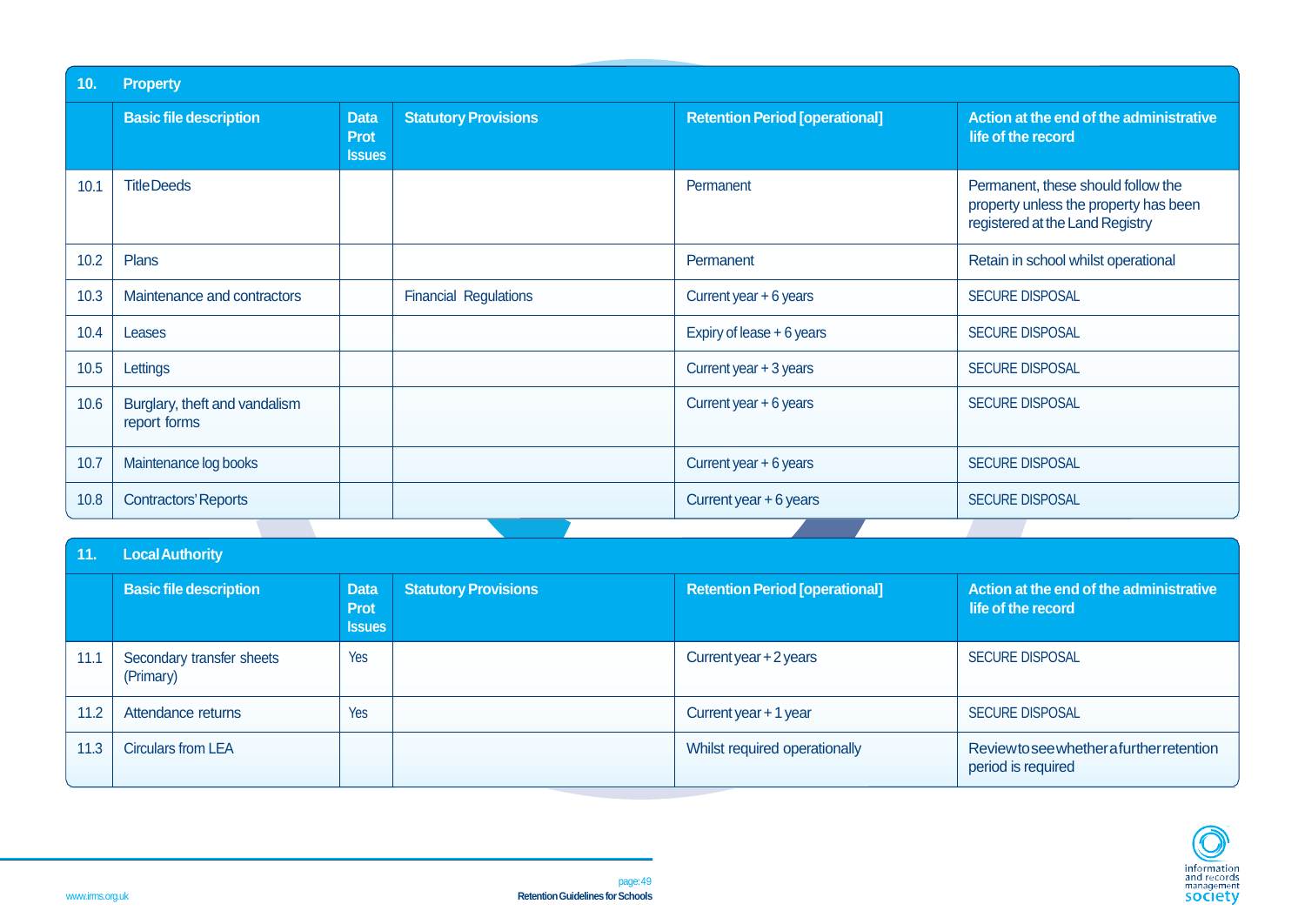## 10. Property

| | Basic file description | Data Prot Issues | Statutory Provisions | Retention Period [operational] | Action at the end of the administrative life of the record |
|---|---|---|---|---|---|
| 10.1 | Title Deeds | | | Permanent | Permanent, these should follow the property unless the property has been registered at the Land Registry |
| 10.2 | Plans | | | Permanent | Retain in school whilst operational |
| 10.3 | Maintenance and contractors | | Financial Regulations | Current year + 6 years | SECURE DISPOSAL |
| 10.4 | Leases | | | Expiry of lease + 6 years | SECURE DISPOSAL |
| 10.5 | Lettings | | | Current year + 3 years | SECURE DISPOSAL |
| 10.6 | Burglary, theft and vandalism report forms | | | Current year + 6 years | SECURE DISPOSAL |
| 10.7 | Maintenance log books | | | Current year + 6 years | SECURE DISPOSAL |
| 10.8 | Contractors' Reports | | | Current year + 6 years | SECURE DISPOSAL |

## 11. Local Authority

| | Basic file description | Data Prot Issues | Statutory Provisions | Retention Period [operational] | Action at the end of the administrative life of the record |
|---|---|---|---|---|---|
| 11.1 | Secondary transfer sheets (Primary) | Yes | | Current year + 2 years | SECURE DISPOSAL |
| 11.2 | Attendance returns | Yes | | Current year + 1 year | SECURE DISPOSAL |
| 11.3 | Circulars from LEA | | | Whilst required operationally | Review to see whether a further retention period is required |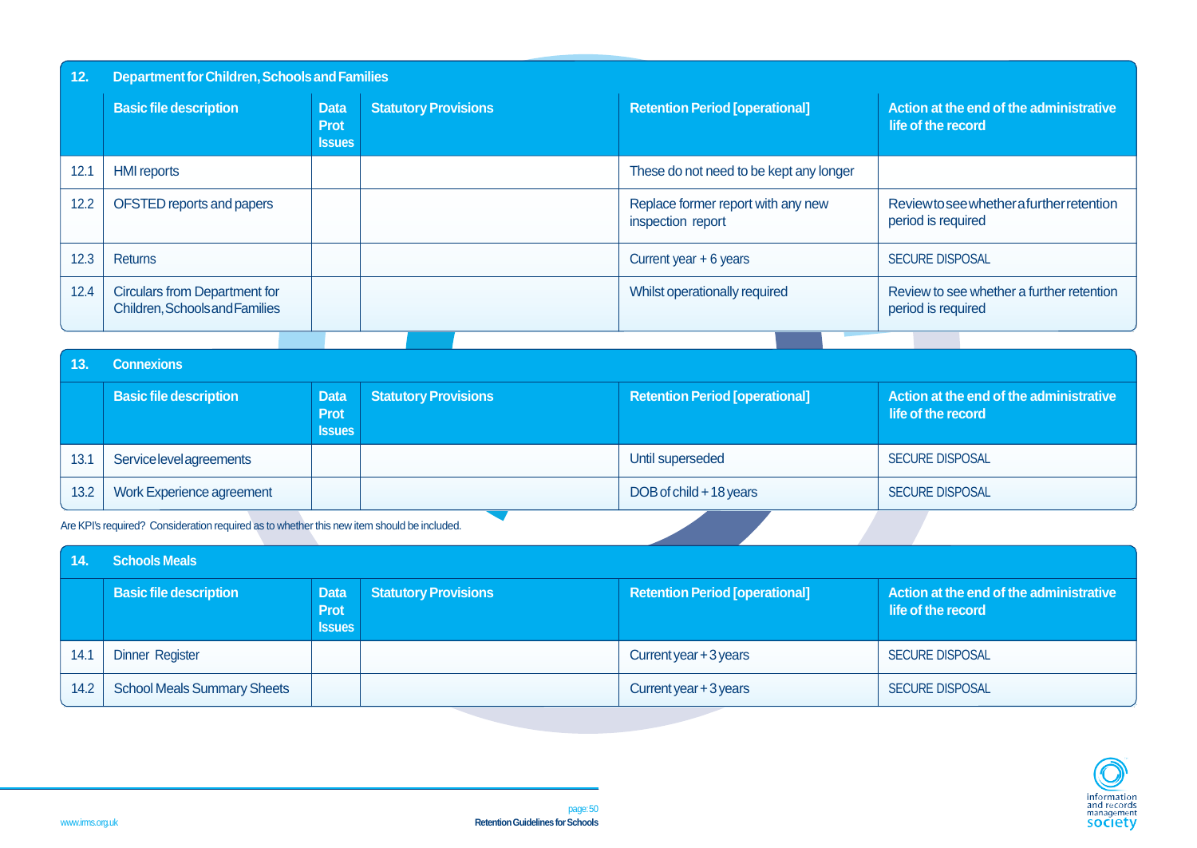| 12. | Department for Children, Schools and Families | | | | |
|---|---|---|---|---|---|
| | **Basic file description** | **Data Prot Issues** | **Statutory Provisions** | **Retention Period [operational]** | **Action at the end of the administrative life of the record** |
| 12.1 | HMI reports | | | These do not need to be kept any longer | |
| 12.2 | OFSTED reports and papers | | | Replace former report with any new inspection report | Review to see whether a further retention period is required |
| 12.3 | Returns | | | Current year + 6 years | SECURE DISPOSAL |
| 12.4 | Circulars from Department for Children, Schools and Families | | | Whilst operationally required | Review to see whether a further retention period is required |

| 13. | Connexions | | | | |
|---|---|---|---|---|---|
| | **Basic file description** | **Data Prot Issues** | **Statutory Provisions** | **Retention Period [operational]** | **Action at the end of the administrative life of the record** |
| 13.1 | Service level agreements | | | Until superseded | SECURE DISPOSAL |
| 13.2 | Work Experience agreement | | | DOB of child + 18 years | SECURE DISPOSAL |

Are KPI's required? Consideration required as to whether this new item should be included.

| 14. | Schools Meals | | | | |
|---|---|---|---|---|---|
| | **Basic file description** | **Data Prot Issues** | **Statutory Provisions** | **Retention Period [operational]** | **Action at the end of the administrative life of the record** |
| 14.1 | Dinner Register | | | Current year + 3 years | SECURE DISPOSAL |
| 14.2 | School Meals Summary Sheets | | | Current year + 3 years | SECURE DISPOSAL |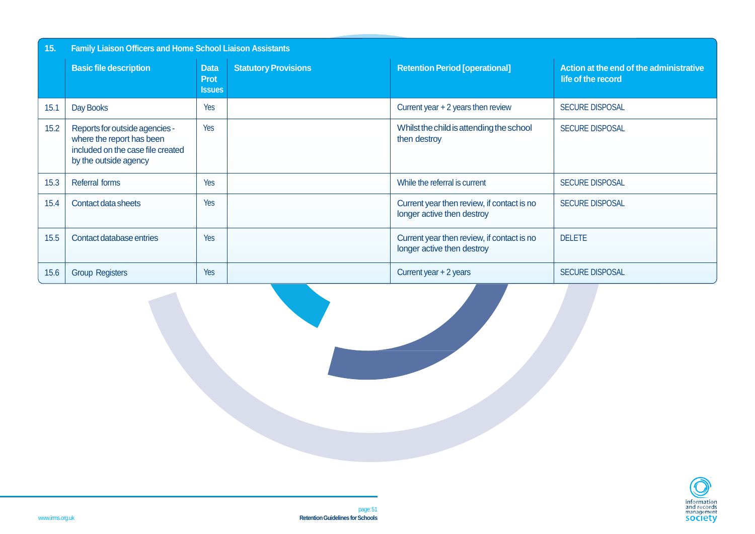| 15. | Family Liaison Officers and Home School Liaison Assistants | | | | |
|---|---|---|---|---|---|
| | **Basic file description** | **Data Prot Issues** | **Statutory Provisions** | **Retention Period [operational]** | **Action at the end of the administrative life of the record** |
| 15.1 | Day Books | Yes | | Current year + 2 years then review | SECURE DISPOSAL |
| 15.2 | Reports for outside agencies - where the report has been included on the case file created by the outside agency | Yes | | Whilst the child is attending the school then destroy | SECURE DISPOSAL |
| 15.3 | Referral forms | Yes | | While the referral is current | SECURE DISPOSAL |
| 15.4 | Contact data sheets | Yes | | Current year then review, if contact is no longer active then destroy | SECURE DISPOSAL |
| 15.5 | Contact database entries | Yes | | Current year then review, if contact is no longer active then destroy | DELETE |
| 15.6 | Group Registers | Yes | | Current year + 2 years | SECURE DISPOSAL |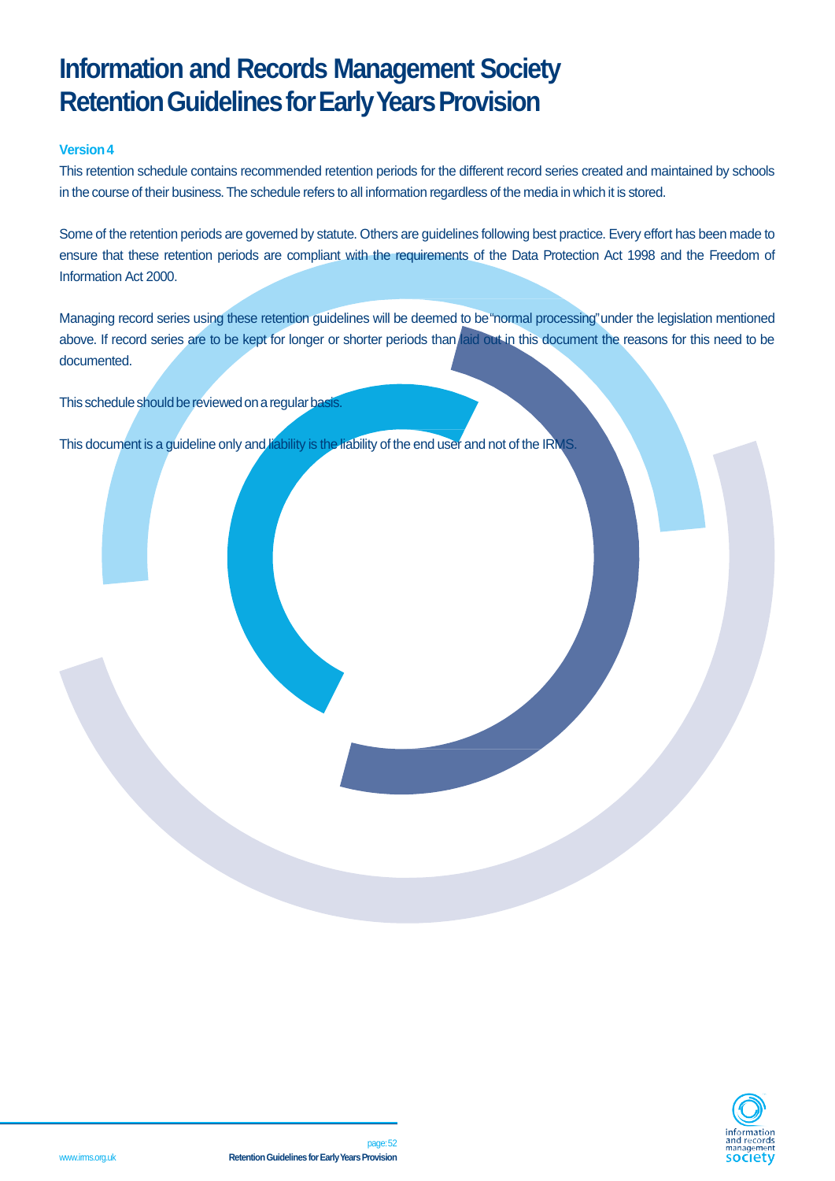# Information and Records Management Society Retention Guidelines for Early Years Provision

**Version 4**

This retention schedule contains recommended retention periods for the different record series created and maintained by schools in the course of their business. The schedule refers to all information regardless of the media in which it is stored.

Some of the retention periods are governed by statute. Others are guidelines following best practice. Every effort has been made to ensure that these retention periods are compliant with the requirements of the Data Protection Act 1998 and the Freedom of Information Act 2000.

Managing record series using these retention guidelines will be deemed to be "normal processing" under the legislation mentioned above. If record series are to be kept for longer or shorter periods than laid out in this document the reasons for this need to be documented.

This schedule should be reviewed on a regular basis.

This document is a guideline only and liability is the liability of the end user and not of the IRMS.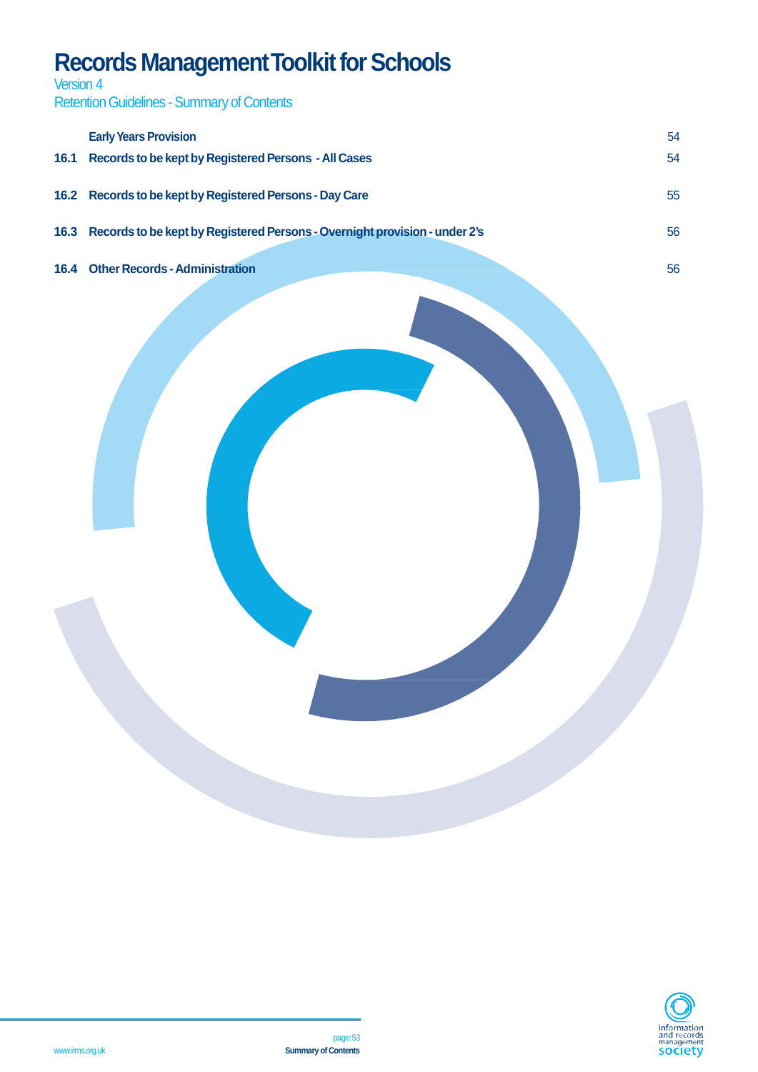# Records Management Toolkit for Schools

Version 4

Retention Guidelines - Summary of Contents

| | | |
|---|---|---|
| | **Early Years Provision** | 54 |
| **16.1** | **Records to be kept by Registered Persons - All Cases** | 54 |
| **16.2** | **Records to be kept by Registered Persons - Day Care** | 55 |
| **16.3** | **Records to be kept by Registered Persons - Overnight provision - under 2's** | 56 |
| **16.4** | **Other Records - Administration** | 56 |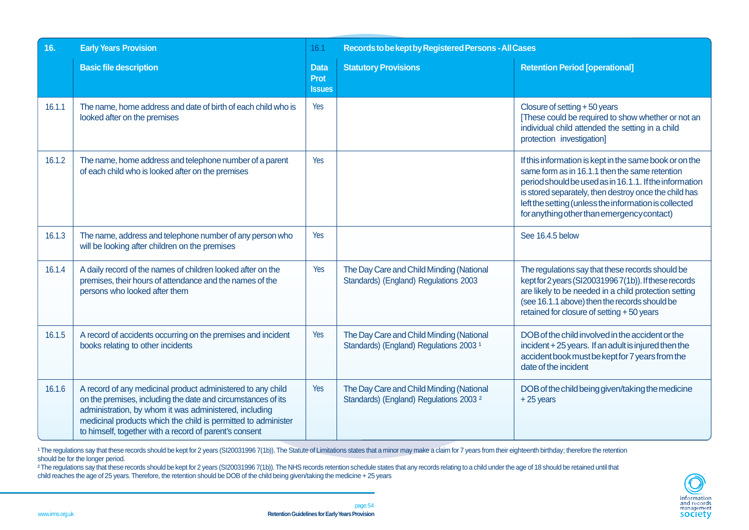| 16. | Early Years Provision | 16.1 | Records to be kept by Registered Persons - All Cases | |
|---|---|---|---|---|
| | **Basic file description** | **Data Prot Issues** | **Statutory Provisions** | **Retention Period [operational]** |
| 16.1.1 | The name, home address and date of birth of each child who is looked after on the premises | Yes | | Closure of setting + 50 years [These could be required to show whether or not an individual child attended the setting in a child protection investigation] |
| 16.1.2 | The name, home address and telephone number of a parent of each child who is looked after on the premises | Yes | | If this information is kept in the same book or on the same form as in 16.1.1 then the same retention period should be used as in 16.1.1. If the information is stored separately, then destroy once the child has left the setting (unless the information is collected for anything other than emergency contact) |
| 16.1.3 | The name, address and telephone number of any person who will be looking after children on the premises | Yes | | See 16.4.5 below |
| 16.1.4 | A daily record of the names of children looked after on the premises, their hours of attendance and the names of the persons who looked after them | Yes | The Day Care and Child Minding (National Standards) (England) Regulations 2003 | The regulations say that these records should be kept for 2 years (SI20031996 7(1b)). If these records are likely to be needed in a child protection setting (see 16.1.1 above) then the records should be retained for closure of setting + 50 years |
| 16.1.5 | A record of accidents occurring on the premises and incident books relating to other incidents | Yes | The Day Care and Child Minding (National Standards) (England) Regulations 2003 [1] | DOB of the child involved in the accident or the incident + 25 years. If an adult is injured then the accident book must be kept for 7 years from the date of the incident |
| 16.1.6 | A record of any medicinal product administered to any child on the premises, including the date and circumstances of its administration, by whom it was administered, including medicinal products which the child is permitted to administer to himself, together with a record of parent's consent | Yes | The Day Care and Child Minding (National Standards) (England) Regulations 2003 [2] | DOB of the child being given/taking the medicine + 25 years |

[1] The regulations say that these records should be kept for 2 years (SI20031996 7(1b)). The Statute of Limitations states that a minor may make a claim for 7 years from their eighteenth birthday; therefore the retention should be for the longer period.

[2] The regulations say that these records should be kept for 2 years (SI20031996 7(1b)). The NHS records retention schedule states that any records relating to a child under the age of 18 should be retained until that child reaches the age of 25 years. Therefore, the retention should be DOB of the child being given/taking the medicine + 25 years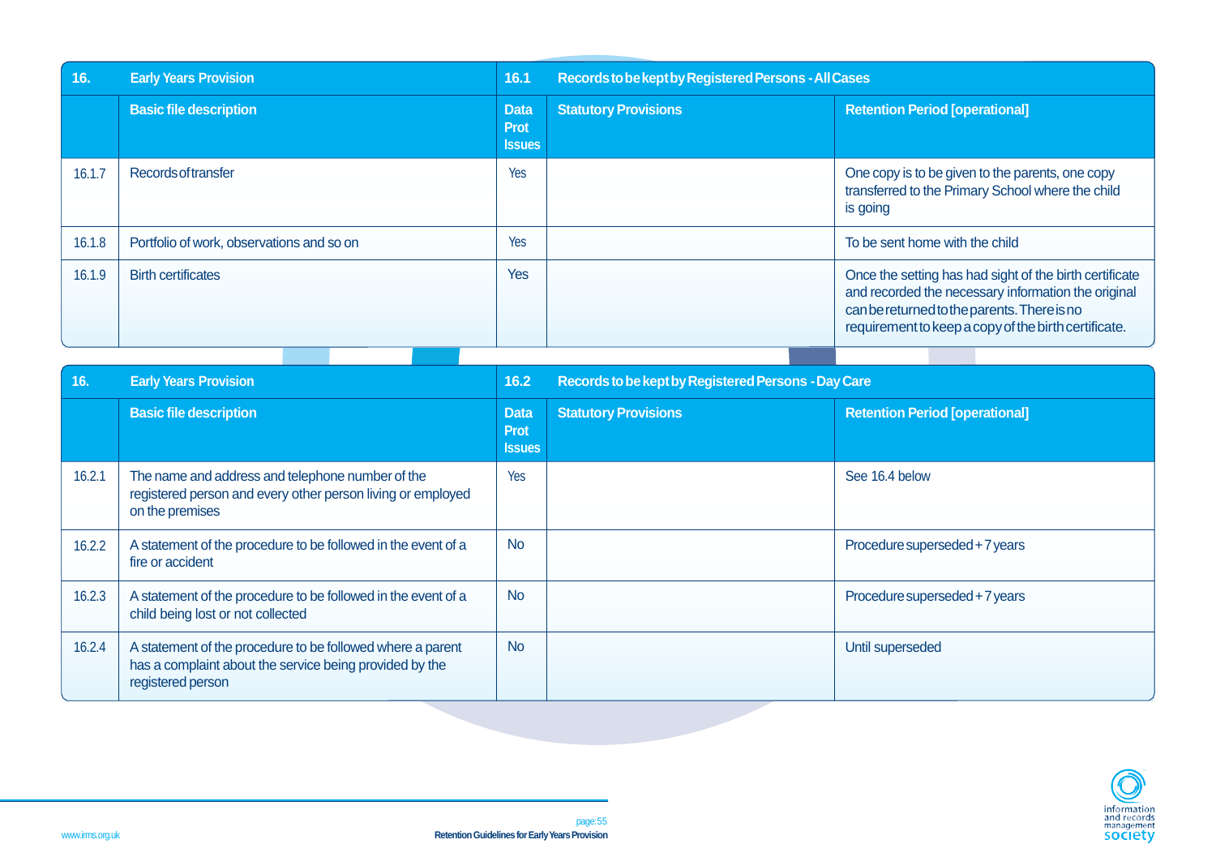| 16. | Early Years Provision | 16.1 | Records to be kept by Registered Persons - All Cases | |
|---|---|---|---|---|
| | **Basic file description** | **Data Prot Issues** | **Statutory Provisions** | **Retention Period [operational]** |
| 16.1.7 | Records of transfer | Yes | | One copy is to be given to the parents, one copy transferred to the Primary School where the child is going |
| 16.1.8 | Portfolio of work, observations and so on | Yes | | To be sent home with the child |
| 16.1.9 | Birth certificates | Yes | | Once the setting has had sight of the birth certificate and recorded the necessary information the original can be returned to the parents. There is no requirement to keep a copy of the birth certificate. |

| 16. | Early Years Provision | 16.2 | Records to be kept by Registered Persons - Day Care | |
|---|---|---|---|---|
| | **Basic file description** | **Data Prot Issues** | **Statutory Provisions** | **Retention Period [operational]** |
| 16.2.1 | The name and address and telephone number of the registered person and every other person living or employed on the premises | Yes | | See 16.4 below |
| 16.2.2 | A statement of the procedure to be followed in the event of a fire or accident | No | | Procedure superseded + 7 years |
| 16.2.3 | A statement of the procedure to be followed in the event of a child being lost or not collected | No | | Procedure superseded + 7 years |
| 16.2.4 | A statement of the procedure to be followed where a parent has a complaint about the service being provided by the registered person | No | | Until superseded |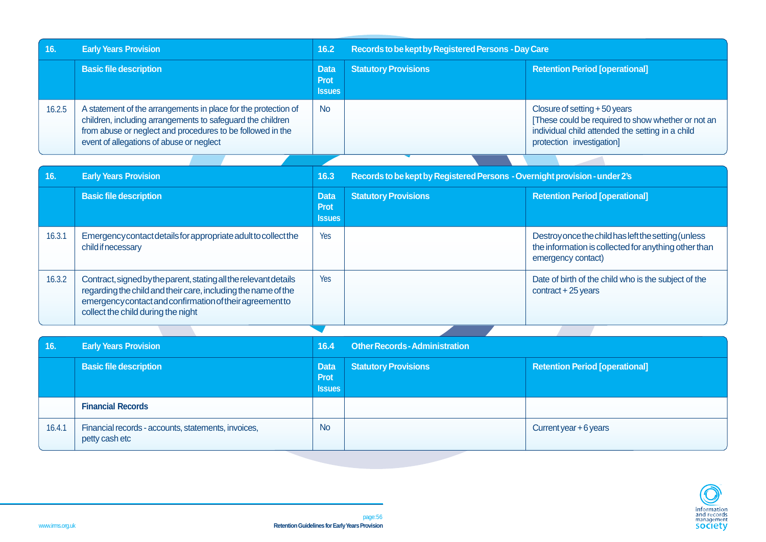| 16. | Early Years Provision | 16.2 | Records to be kept by Registered Persons - Day Care | |
|---|---|---|---|---|
| | **Basic file description** | **Data Prot Issues** | **Statutory Provisions** | **Retention Period [operational]** |
| 16.2.5 | A statement of the arrangements in place for the protection of children, including arrangements to safeguard the children from abuse or neglect and procedures to be followed in the event of allegations of abuse or neglect | No | | Closure of setting + 50 years [These could be required to show whether or not an individual child attended the setting in a child protection investigation] |

| 16. | Early Years Provision | 16.3 | Records to be kept by Registered Persons - Overnight provision - under 2's | |
|---|---|---|---|---|
| | **Basic file description** | **Data Prot Issues** | **Statutory Provisions** | **Retention Period [operational]** |
| 16.3.1 | Emergency contact details for appropriate adult to collect the child if necessary | Yes | | Destroy once the child has left the setting (unless the information is collected for anything other than emergency contact) |
| 16.3.2 | Contract, signed by the parent, stating all the relevant details regarding the child and their care, including the name of the emergency contact and confirmation of their agreement to collect the child during the night | Yes | | Date of birth of the child who is the subject of the contract + 25 years |

| 16. | Early Years Provision | 16.4 | Other Records - Administration | |
|---|---|---|---|---|
| | **Basic file description** | **Data Prot Issues** | **Statutory Provisions** | **Retention Period [operational]** |
| | **Financial Records** | | | |
| 16.4.1 | Financial records - accounts, statements, invoices, petty cash etc | No | | Current year + 6 years |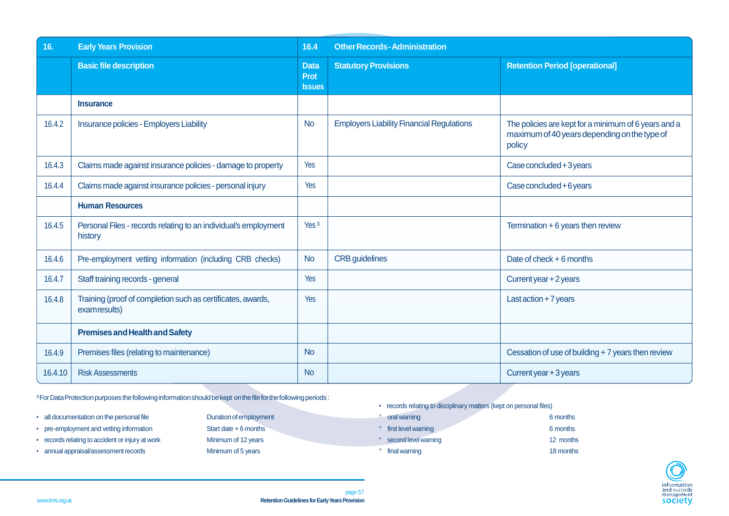| 16. | Early Years Provision | 16.4 | Other Records - Administration | |
|---|---|---|---|---|
| | **Basic file description** | **Data Prot Issues** | **Statutory Provisions** | **Retention Period [operational]** |
| | **Insurance** | | | |
| 16.4.2 | Insurance policies - Employers Liability | No | Employers Liability Financial Regulations | The policies are kept for a minimum of 6 years and a maximum of 40 years depending on the type of policy |
| 16.4.3 | Claims made against insurance policies - damage to property | Yes | | Case concluded + 3 years |
| 16.4.4 | Claims made against insurance policies - personal injury | Yes | | Case concluded + 6 years |
| | **Human Resources** | | | |
| 16.4.5 | Personal Files - records relating to an individual's employment history | Yes [3] | | Termination + 6 years then review |
| 16.4.6 | Pre-employment vetting information (including CRB checks) | No | CRB guidelines | Date of check + 6 months |
| 16.4.7 | Staff training records - general | Yes | | Current year + 2 years |
| 16.4.8 | Training (proof of completion such as certificates, awards, exam results) | Yes | | Last action + 7 years |
| | **Premises and Health and Safety** | | | |
| 16.4.9 | Premises files (relating to maintenance) | No | | Cessation of use of building + 7 years then review |
| 16.4.10 | Risk Assessments | No | | Current year + 3 years |

[3] For Data Protection purposes the following information should be kept on the file for the following periods :

- all documentation on the personal file — Duration of employment
- pre-employment and vetting information — Start date + 6 months
- records relating to accident or injury at work — Minimum of 12 years
- annual appraisal/assessment records — Minimum of 5 years
- records relating to disciplinary matters (kept on personal files)
  - oral warning — 6 months
  - first level warning — 6 months
  - second level warning — 12 months
  - final warning — 18 months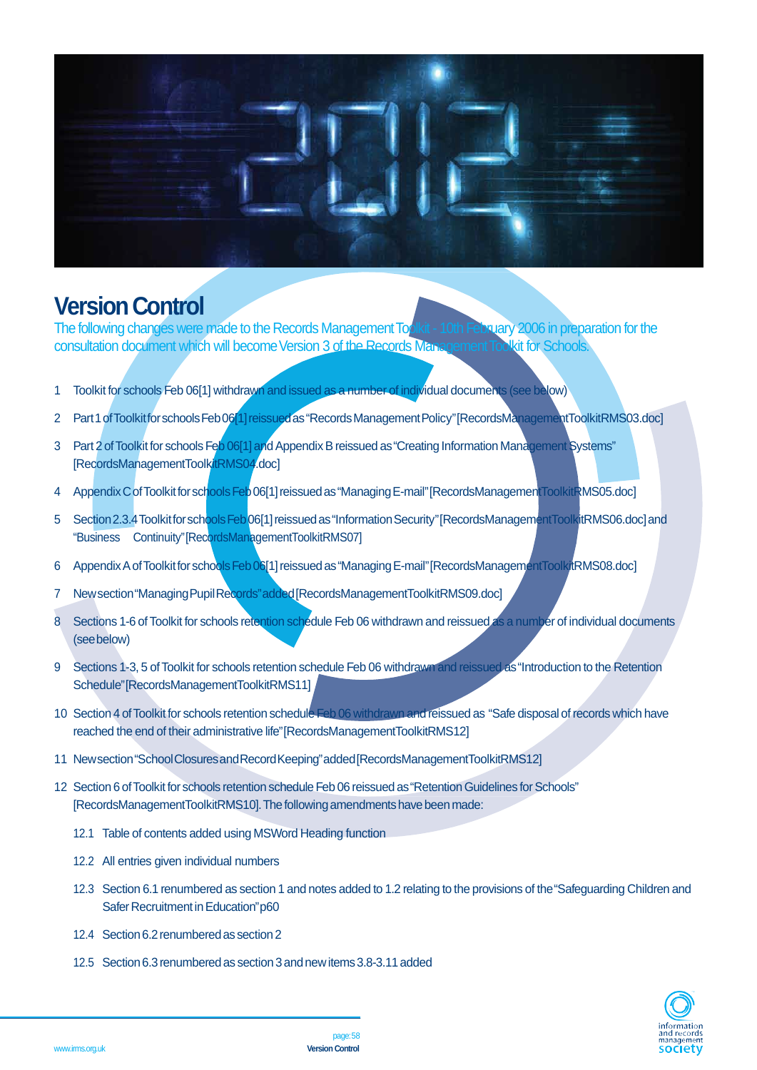# Version Control

The following changes were made to the Records Management Toolkit - 10th February 2006 in preparation for the consultation document which will become Version 3 of the Records Management Toolkit for Schools.

1. Toolkit for schools Feb 06[1] withdrawn and issued as a number of individual documents (see below)
2. Part 1 of Toolkit for schools Feb 06[1] reissued as "Records Management Policy" [RecordsManagementToolkitRMS03.doc]
3. Part 2 of Toolkit for schools Feb 06[1] and Appendix B reissued as "Creating Information Management Systems" [RecordsManagementToolkitRMS04.doc]
4. Appendix C of Toolkit for schools Feb 06[1] reissued as "Managing E-mail" [RecordsManagementToolkitRMS05.doc]
5. Section 2.3.4 Toolkit for schools Feb 06[1] reissued as "Information Security" [RecordsManagementToolkitRMS06.doc] and "Business Continuity" [RecordsManagementToolkitRMS07]
6. Appendix A of Toolkit for schools Feb 06[1] reissued as "Managing E-mail" [RecordsManagementToolkitRMS08.doc]
7. New section "Managing Pupil Records" added [RecordsManagementToolkitRMS09.doc]
8. Sections 1-6 of Toolkit for schools retention schedule Feb 06 withdrawn and reissued as a number of individual documents (see below)
9. Sections 1-3, 5 of Toolkit for schools retention schedule Feb 06 withdrawn and reissued as "Introduction to the Retention Schedule" [RecordsManagementToolkitRMS11]
10. Section 4 of Toolkit for schools retention schedule Feb 06 withdrawn and reissued as "Safe disposal of records which have reached the end of their administrative life" [RecordsManagementToolkitRMS12]
11. New section "School Closures and Record Keeping" added [RecordsManagementToolkitRMS12]
12. Section 6 of Toolkit for schools retention schedule Feb 06 reissued as "Retention Guidelines for Schools" [RecordsManagementToolkitRMS10]. The following amendments have been made:
    - 12.1 Table of contents added using MSWord Heading function
    - 12.2 All entries given individual numbers
    - 12.3 Section 6.1 renumbered as section 1 and notes added to 1.2 relating to the provisions of the "Safeguarding Children and Safer Recruitment in Education" p60
    - 12.4 Section 6.2 renumbered as section 2
    - 12.5 Section 6.3 renumbered as section 3 and new items 3.8-3.11 added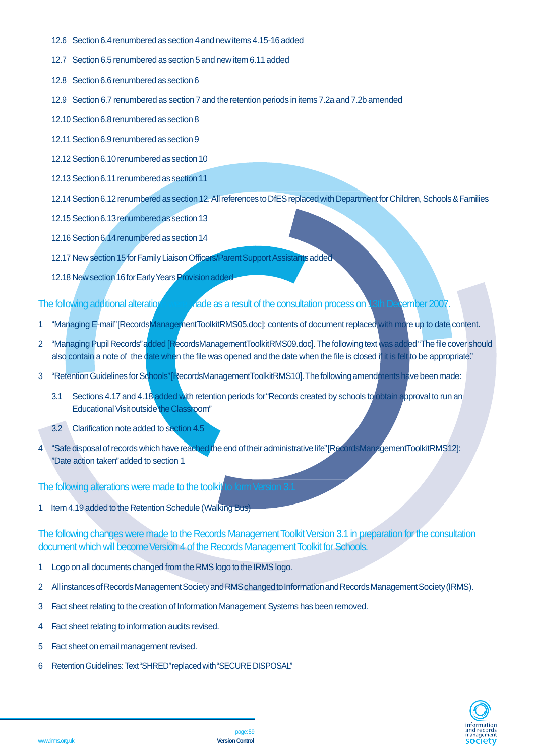12.6 Section 6.4 renumbered as section 4 and new items 4.15-16 added

12.7 Section 6.5 renumbered as section 5 and new item 6.11 added

12.8 Section 6.6 renumbered as section 6

12.9 Section 6.7 renumbered as section 7 and the retention periods in items 7.2a and 7.2b amended

12.10 Section 6.8 renumbered as section 8

12.11 Section 6.9 renumbered as section 9

12.12 Section 6.10 renumbered as section 10

12.13 Section 6.11 renumbered as section 11

12.14 Section 6.12 renumbered as section 12. All references to DfES replaced with Department for Children, Schools & Families

12.15 Section 6.13 renumbered as section 13

12.16 Section 6.14 renumbered as section 14

12.17 New section 15 for Family Liaison Officers/Parent Support Assistants added

12.18 New section 16 for Early Years Provision added

## The following additional alterations were made as a result of the consultation process on 13th December 2007.

1 "Managing E-mail" [RecordsManagementToolkitRMS05.doc]: contents of document replaced with more up to date content.

2 "Managing Pupil Records" added [RecordsManagementToolkitRMS09.doc]. The following text was added "The file cover should also contain a note of the date when the file was opened and the date when the file is closed if it is felt to be appropriate."

3 "Retention Guidelines for Schools" [RecordsManagementToolkitRMS10]. The following amendments have been made:

3.1 Sections 4.17 and 4.18 added with retention periods for "Records created by schools to obtain approval to run an Educational Visit outside the Classroom"

3.2 Clarification note added to section 4.5

4 "Safe disposal of records which have reached the end of their administrative life" [RecordsManagementToolkitRMS12]: "Date action taken" added to section 1

## The following alterations were made to the toolkit to form Version 3.1

1 Item 4.19 added to the Retention Schedule (Walking Bus)

## The following changes were made to the Records Management Toolkit Version 3.1 in preparation for the consultation document which will become Version 4 of the Records Management Toolkit for Schools.

1 Logo on all documents changed from the RMS logo to the IRMS logo.

2 All instances of Records Management Society and RMS changed to Information and Records Management Society (IRMS).

3 Fact sheet relating to the creation of Information Management Systems has been removed.

4 Fact sheet relating to information audits revised.

5 Fact sheet on email management revised.

6 Retention Guidelines: Text "SHRED" replaced with "SECURE DISPOSAL"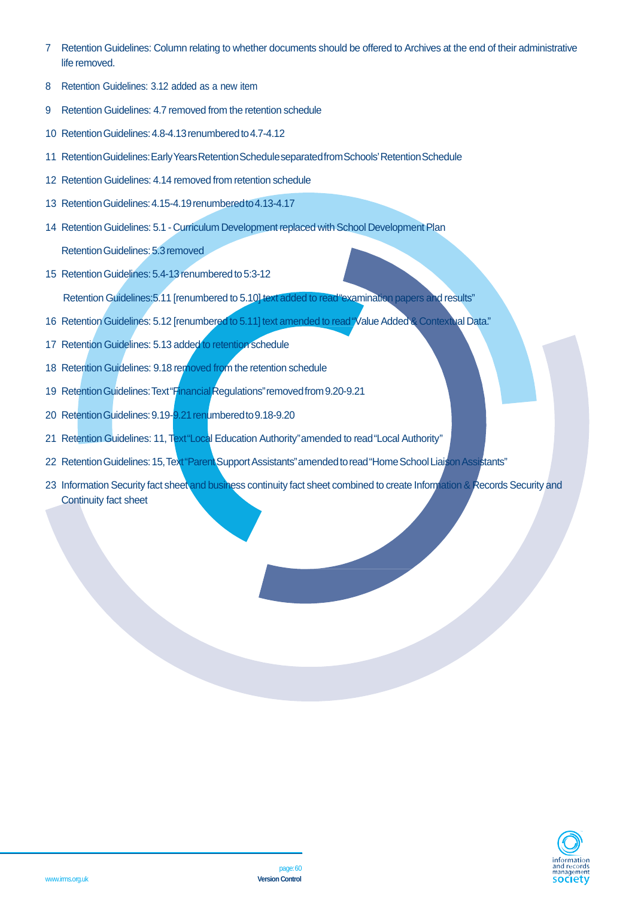7 Retention Guidelines: Column relating to whether documents should be offered to Archives at the end of their administrative life removed.

8 Retention Guidelines: 3.12 added as a new item

9 Retention Guidelines: 4.7 removed from the retention schedule

10 Retention Guidelines: 4.8-4.13 renumbered to 4.7-4.12

11 Retention Guidelines: Early Years Retention Schedule separated from Schools' Retention Schedule

12 Retention Guidelines: 4.14 removed from retention schedule

13 Retention Guidelines: 4.15-4.19 renumbered to 4.13-4.17

14 Retention Guidelines: 5.1 - Curriculum Development replaced with School Development Plan

Retention Guidelines: 5.3 removed

15 Retention Guidelines: 5.4-13 renumbered to 5:3-12

Retention Guidelines:5.11 [renumbered to 5.10] text added to read "examination papers and results"

16 Retention Guidelines: 5.12 [renumbered to 5.11] text amended to read "Value Added & Contextual Data."

17 Retention Guidelines: 5.13 added to retention schedule

18 Retention Guidelines: 9.18 removed from the retention schedule

19 Retention Guidelines: Text "Financial Regulations" removed from 9.20-9.21

20 Retention Guidelines: 9.19-9.21 renumbered to 9.18-9.20

21 Retention Guidelines: 11, Text "Local Education Authority" amended to read "Local Authority"

22 Retention Guidelines: 15, Text "Parent Support Assistants" amended to read "Home School Liaison Assistants"

23 Information Security fact sheet and business continuity fact sheet combined to create Information & Records Security and Continuity fact sheet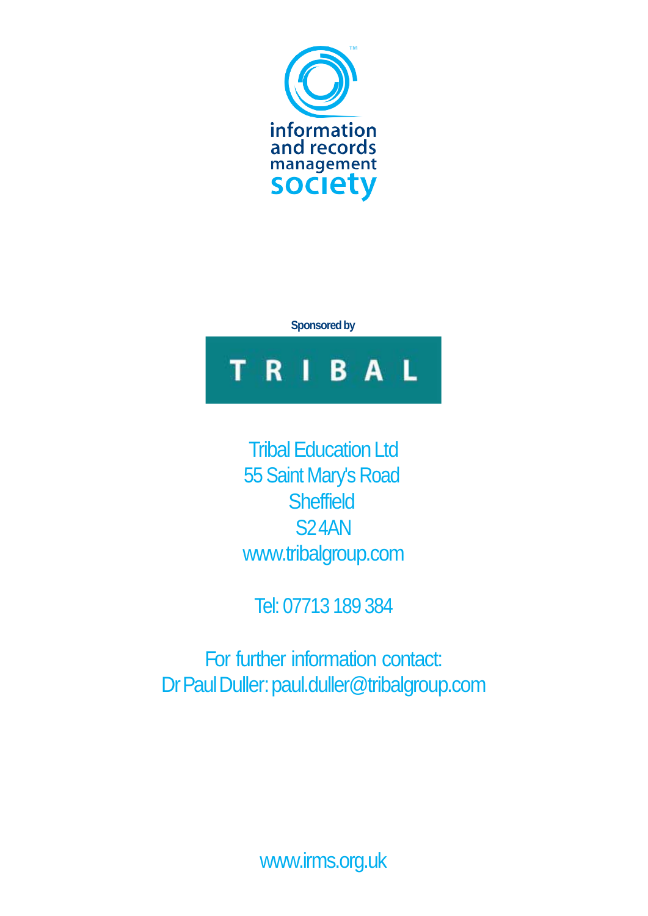information
and records
management
society

Sponsored by

TRIBAL

Tribal Education Ltd
55 Saint Mary's Road
Sheffield
S2 4AN
www.tribalgroup.com

Tel: 07713 189 384

For further information contact:
Dr Paul Duller: paul.duller@tribalgroup.com

www.irms.org.uk